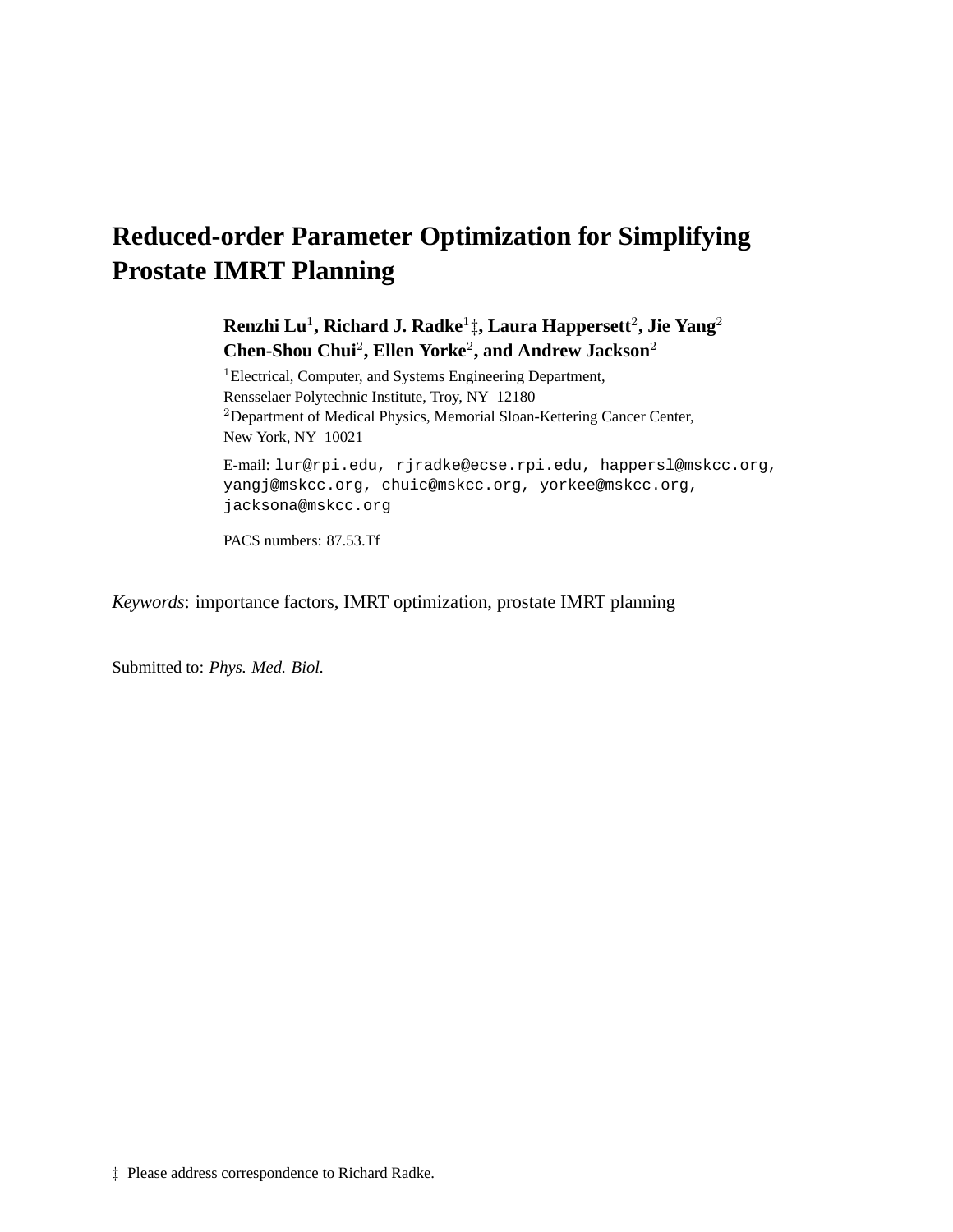# Reduced-order Parameter Optimization for Simplifying Prostate IMRT Planning

**Renzhi Lu[1], Richard J. Radke[1]‡, Laura Happersett[2], Jie Yang[2] Chen-Shou Chui[2], Ellen Yorke[2], and Andrew Jackson[2]**

[1]Electrical, Computer, and Systems Engineering Department,
Rensselaer Polytechnic Institute, Troy, NY 12180

[2]Department of Medical Physics, Memorial Sloan-Kettering Cancer Center,
New York, NY 10021

E-mail: lur@rpi.edu, rjradke@ecse.rpi.edu, happersl@mskcc.org, yangj@mskcc.org, chuic@mskcc.org, yorkee@mskcc.org, jacksona@mskcc.org

PACS numbers: 87.53.Tf

*Keywords*: importance factors, IMRT optimization, prostate IMRT planning

Submitted to: *Phys. Med. Biol.*

‡ Please address correspondence to Richard Radke.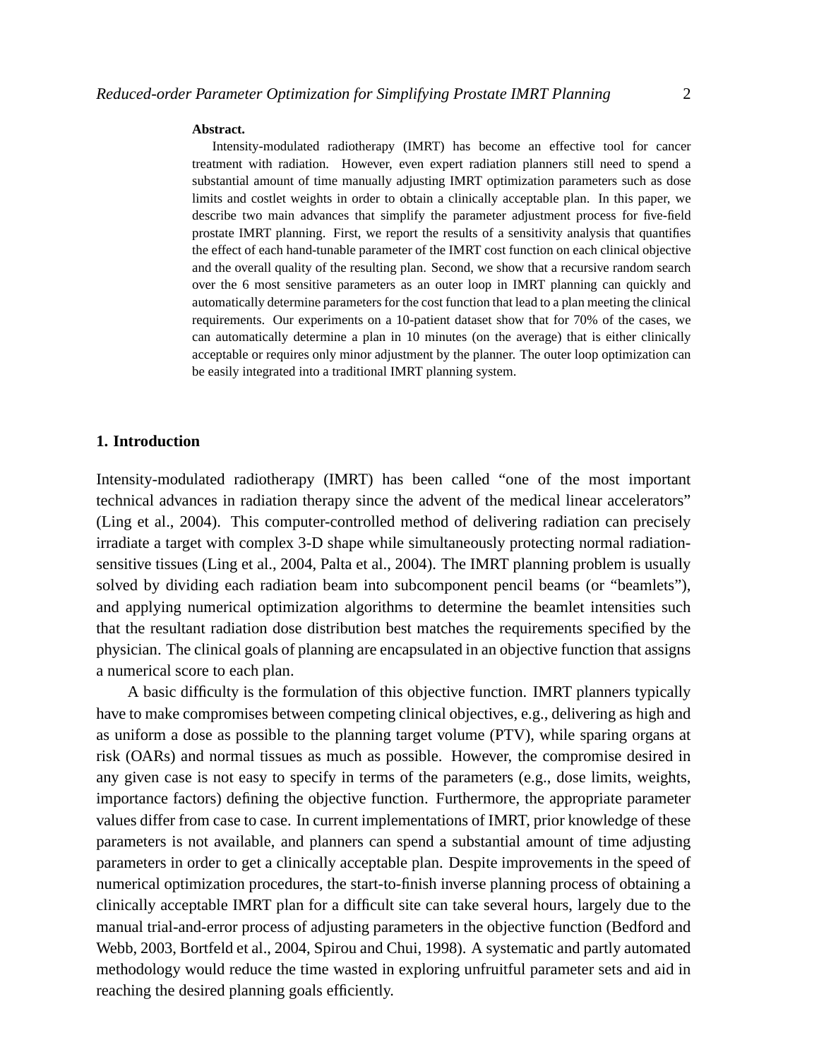**Abstract.**

Intensity-modulated radiotherapy (IMRT) has become an effective tool for cancer treatment with radiation. However, even expert radiation planners still need to spend a substantial amount of time manually adjusting IMRT optimization parameters such as dose limits and costlet weights in order to obtain a clinically acceptable plan. In this paper, we describe two main advances that simplify the parameter adjustment process for five-field prostate IMRT planning. First, we report the results of a sensitivity analysis that quantifies the effect of each hand-tunable parameter of the IMRT cost function on each clinical objective and the overall quality of the resulting plan. Second, we show that a recursive random search over the 6 most sensitive parameters as an outer loop in IMRT planning can quickly and automatically determine parameters for the cost function that lead to a plan meeting the clinical requirements. Our experiments on a 10-patient dataset show that for 70% of the cases, we can automatically determine a plan in 10 minutes (on the average) that is either clinically acceptable or requires only minor adjustment by the planner. The outer loop optimization can be easily integrated into a traditional IMRT planning system.

## 1. Introduction

Intensity-modulated radiotherapy (IMRT) has been called "one of the most important technical advances in radiation therapy since the advent of the medical linear accelerators" (Ling et al., 2004). This computer-controlled method of delivering radiation can precisely irradiate a target with complex 3-D shape while simultaneously protecting normal radiation-sensitive tissues (Ling et al., 2004, Palta et al., 2004). The IMRT planning problem is usually solved by dividing each radiation beam into subcomponent pencil beams (or "beamlets"), and applying numerical optimization algorithms to determine the beamlet intensities such that the resultant radiation dose distribution best matches the requirements specified by the physician. The clinical goals of planning are encapsulated in an objective function that assigns a numerical score to each plan.

A basic difficulty is the formulation of this objective function. IMRT planners typically have to make compromises between competing clinical objectives, e.g., delivering as high and as uniform a dose as possible to the planning target volume (PTV), while sparing organs at risk (OARs) and normal tissues as much as possible. However, the compromise desired in any given case is not easy to specify in terms of the parameters (e.g., dose limits, weights, importance factors) defining the objective function. Furthermore, the appropriate parameter values differ from case to case. In current implementations of IMRT, prior knowledge of these parameters is not available, and planners can spend a substantial amount of time adjusting parameters in order to get a clinically acceptable plan. Despite improvements in the speed of numerical optimization procedures, the start-to-finish inverse planning process of obtaining a clinically acceptable IMRT plan for a difficult site can take several hours, largely due to the manual trial-and-error process of adjusting parameters in the objective function (Bedford and Webb, 2003, Bortfeld et al., 2004, Spirou and Chui, 1998). A systematic and partly automated methodology would reduce the time wasted in exploring unfruitful parameter sets and aid in reaching the desired planning goals efficiently.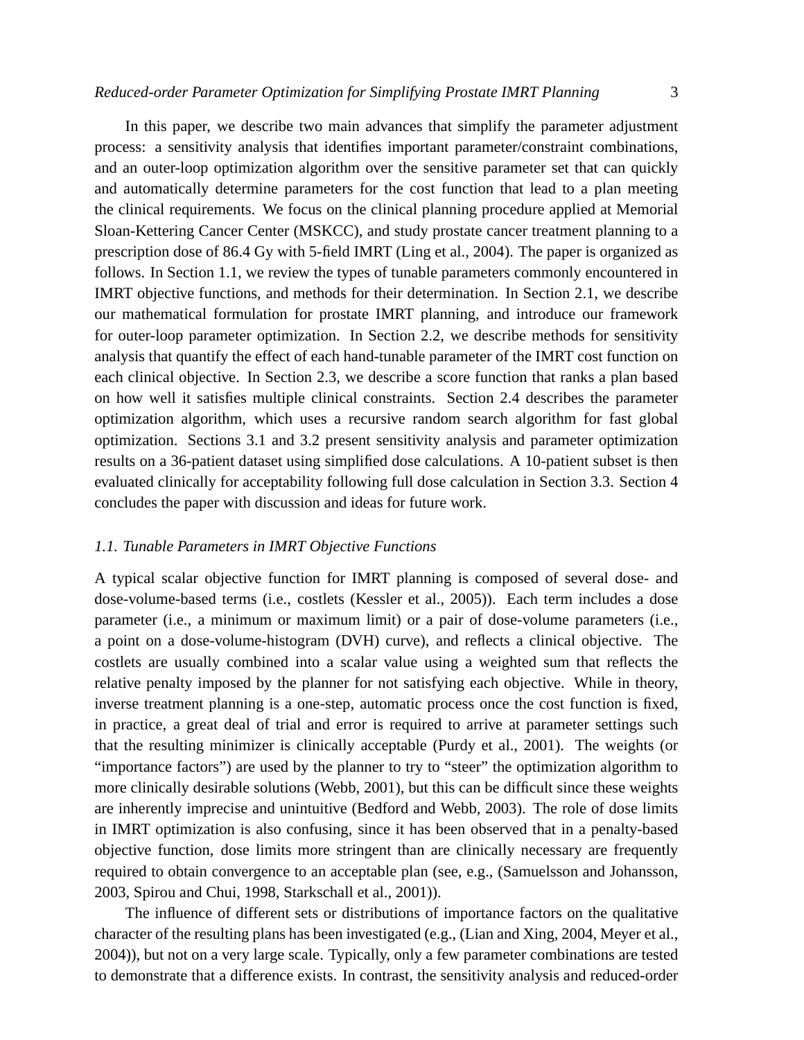In this paper, we describe two main advances that simplify the parameter adjustment process: a sensitivity analysis that identifies important parameter/constraint combinations, and an outer-loop optimization algorithm over the sensitive parameter set that can quickly and automatically determine parameters for the cost function that lead to a plan meeting the clinical requirements. We focus on the clinical planning procedure applied at Memorial Sloan-Kettering Cancer Center (MSKCC), and study prostate cancer treatment planning to a prescription dose of 86.4 Gy with 5-field IMRT (Ling et al., 2004). The paper is organized as follows. In Section 1.1, we review the types of tunable parameters commonly encountered in IMRT objective functions, and methods for their determination. In Section 2.1, we describe our mathematical formulation for prostate IMRT planning, and introduce our framework for outer-loop parameter optimization. In Section 2.2, we describe methods for sensitivity analysis that quantify the effect of each hand-tunable parameter of the IMRT cost function on each clinical objective. In Section 2.3, we describe a score function that ranks a plan based on how well it satisfies multiple clinical constraints. Section 2.4 describes the parameter optimization algorithm, which uses a recursive random search algorithm for fast global optimization. Sections 3.1 and 3.2 present sensitivity analysis and parameter optimization results on a 36-patient dataset using simplified dose calculations. A 10-patient subset is then evaluated clinically for acceptability following full dose calculation in Section 3.3. Section 4 concludes the paper with discussion and ideas for future work.

### *1.1. Tunable Parameters in IMRT Objective Functions*

A typical scalar objective function for IMRT planning is composed of several dose- and dose-volume-based terms (i.e., costlets (Kessler et al., 2005)). Each term includes a dose parameter (i.e., a minimum or maximum limit) or a pair of dose-volume parameters (i.e., a point on a dose-volume-histogram (DVH) curve), and reflects a clinical objective. The costlets are usually combined into a scalar value using a weighted sum that reflects the relative penalty imposed by the planner for not satisfying each objective. While in theory, inverse treatment planning is a one-step, automatic process once the cost function is fixed, in practice, a great deal of trial and error is required to arrive at parameter settings such that the resulting minimizer is clinically acceptable (Purdy et al., 2001). The weights (or "importance factors") are used by the planner to try to "steer" the optimization algorithm to more clinically desirable solutions (Webb, 2001), but this can be difficult since these weights are inherently imprecise and unintuitive (Bedford and Webb, 2003). The role of dose limits in IMRT optimization is also confusing, since it has been observed that in a penalty-based objective function, dose limits more stringent than are clinically necessary are frequently required to obtain convergence to an acceptable plan (see, e.g., (Samuelsson and Johansson, 2003, Spirou and Chui, 1998, Starkschall et al., 2001)).

The influence of different sets or distributions of importance factors on the qualitative character of the resulting plans has been investigated (e.g., (Lian and Xing, 2004, Meyer et al., 2004)), but not on a very large scale. Typically, only a few parameter combinations are tested to demonstrate that a difference exists. In contrast, the sensitivity analysis and reduced-order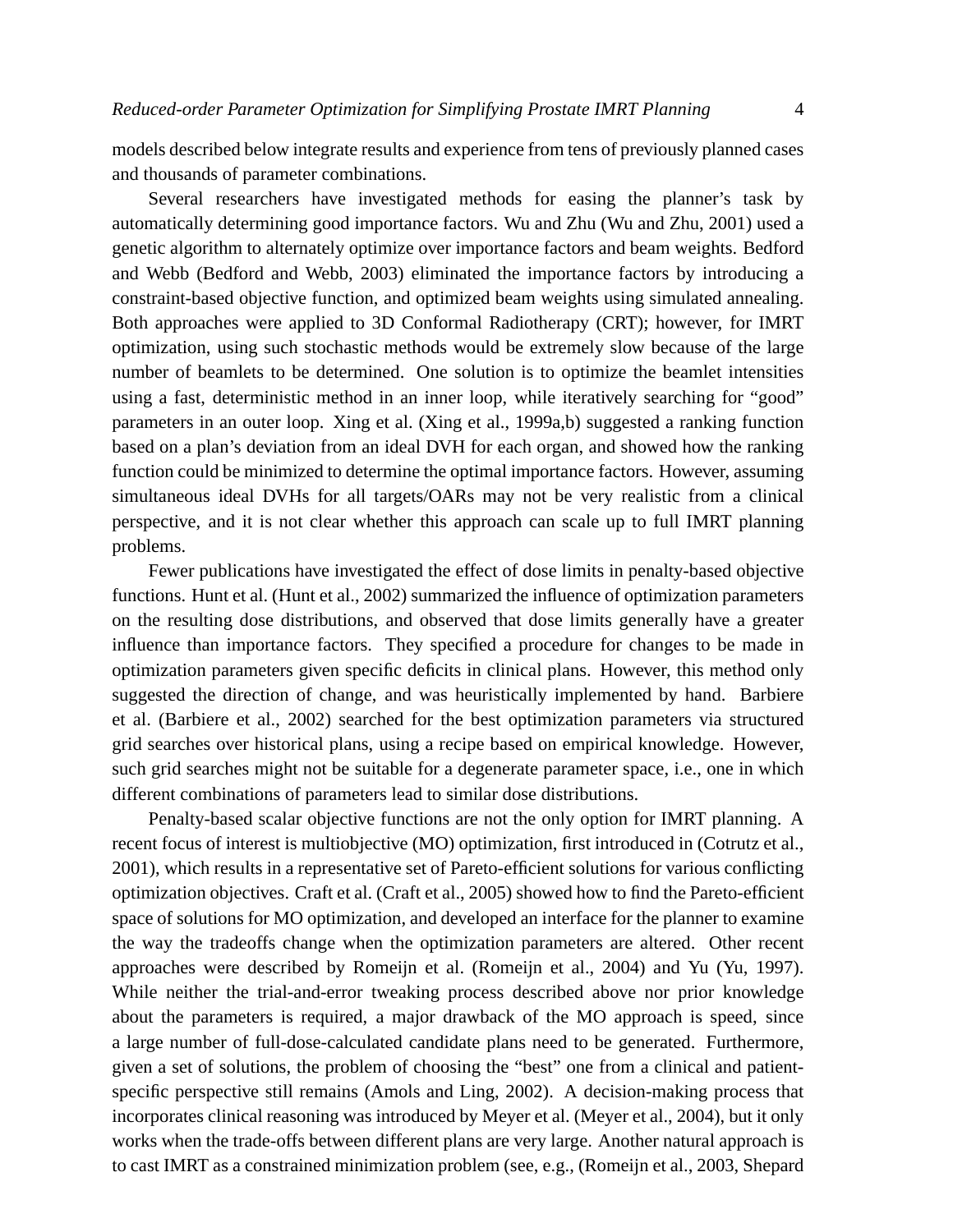models described below integrate results and experience from tens of previously planned cases and thousands of parameter combinations.

Several researchers have investigated methods for easing the planner's task by automatically determining good importance factors. Wu and Zhu (Wu and Zhu, 2001) used a genetic algorithm to alternately optimize over importance factors and beam weights. Bedford and Webb (Bedford and Webb, 2003) eliminated the importance factors by introducing a constraint-based objective function, and optimized beam weights using simulated annealing. Both approaches were applied to 3D Conformal Radiotherapy (CRT); however, for IMRT optimization, using such stochastic methods would be extremely slow because of the large number of beamlets to be determined. One solution is to optimize the beamlet intensities using a fast, deterministic method in an inner loop, while iteratively searching for "good" parameters in an outer loop. Xing et al. (Xing et al., 1999a,b) suggested a ranking function based on a plan's deviation from an ideal DVH for each organ, and showed how the ranking function could be minimized to determine the optimal importance factors. However, assuming simultaneous ideal DVHs for all targets/OARs may not be very realistic from a clinical perspective, and it is not clear whether this approach can scale up to full IMRT planning problems.

Fewer publications have investigated the effect of dose limits in penalty-based objective functions. Hunt et al. (Hunt et al., 2002) summarized the influence of optimization parameters on the resulting dose distributions, and observed that dose limits generally have a greater influence than importance factors. They specified a procedure for changes to be made in optimization parameters given specific deficits in clinical plans. However, this method only suggested the direction of change, and was heuristically implemented by hand. Barbiere et al. (Barbiere et al., 2002) searched for the best optimization parameters via structured grid searches over historical plans, using a recipe based on empirical knowledge. However, such grid searches might not be suitable for a degenerate parameter space, i.e., one in which different combinations of parameters lead to similar dose distributions.

Penalty-based scalar objective functions are not the only option for IMRT planning. A recent focus of interest is multiobjective (MO) optimization, first introduced in (Cotrutz et al., 2001), which results in a representative set of Pareto-efficient solutions for various conflicting optimization objectives. Craft et al. (Craft et al., 2005) showed how to find the Pareto-efficient space of solutions for MO optimization, and developed an interface for the planner to examine the way the tradeoffs change when the optimization parameters are altered. Other recent approaches were described by Romeijn et al. (Romeijn et al., 2004) and Yu (Yu, 1997). While neither the trial-and-error tweaking process described above nor prior knowledge about the parameters is required, a major drawback of the MO approach is speed, since a large number of full-dose-calculated candidate plans need to be generated. Furthermore, given a set of solutions, the problem of choosing the "best" one from a clinical and patient-specific perspective still remains (Amols and Ling, 2002). A decision-making process that incorporates clinical reasoning was introduced by Meyer et al. (Meyer et al., 2004), but it only works when the trade-offs between different plans are very large. Another natural approach is to cast IMRT as a constrained minimization problem (see, e.g., (Romeijn et al., 2003, Shepard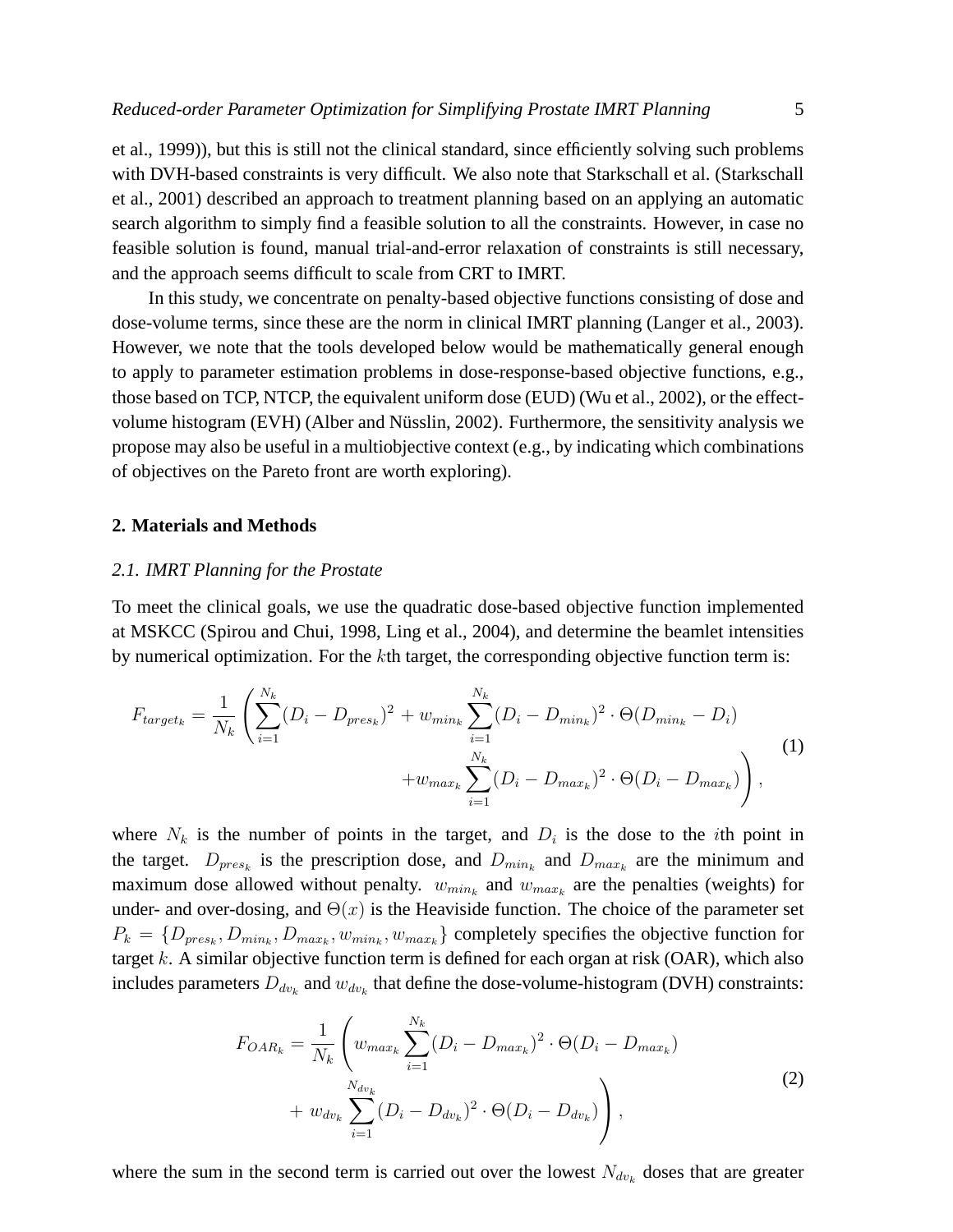et al., 1999)), but this is still not the clinical standard, since efficiently solving such problems with DVH-based constraints is very difficult. We also note that Starkschall et al. (Starkschall et al., 2001) described an approach to treatment planning based on an applying an automatic search algorithm to simply find a feasible solution to all the constraints. However, in case no feasible solution is found, manual trial-and-error relaxation of constraints is still necessary, and the approach seems difficult to scale from CRT to IMRT.

In this study, we concentrate on penalty-based objective functions consisting of dose and dose-volume terms, since these are the norm in clinical IMRT planning (Langer et al., 2003). However, we note that the tools developed below would be mathematically general enough to apply to parameter estimation problems in dose-response-based objective functions, e.g., those based on TCP, NTCP, the equivalent uniform dose (EUD) (Wu et al., 2002), or the effect-volume histogram (EVH) (Alber and Nüsslin, 2002). Furthermore, the sensitivity analysis we propose may also be useful in a multiobjective context (e.g., by indicating which combinations of objectives on the Pareto front are worth exploring).

## 2. Materials and Methods

### *2.1. IMRT Planning for the Prostate*

To meet the clinical goals, we use the quadratic dose-based objective function implemented at MSKCC (Spirou and Chui, 1998, Ling et al., 2004), and determine the beamlet intensities by numerical optimization. For the $k$th target, the corresponding objective function term is:

$$F_{target_k} = \frac{1}{N_k} \left( \sum_{i=1}^{N_k} (D_i - D_{pres_k})^2 + w_{min_k} \sum_{i=1}^{N_k} (D_i - D_{min_k})^2 \cdot \Theta(D_{min_k} - D_i) + w_{max_k} \sum_{i=1}^{N_k} (D_i - D_{max_k})^2 \cdot \Theta(D_i - D_{max_k}) \right), \tag{1}$$

where $N_k$ is the number of points in the target, and $D_i$ is the dose to the $i$th point in the target. $D_{pres_k}$ is the prescription dose, and $D_{min_k}$ and $D_{max_k}$ are the minimum and maximum dose allowed without penalty. $w_{min_k}$ and $w_{max_k}$ are the penalties (weights) for under- and over-dosing, and $\Theta(x)$ is the Heaviside function. The choice of the parameter set $P_k = \{D_{pres_k}, D_{min_k}, D_{max_k}, w_{min_k}, w_{max_k}\}$ completely specifies the objective function for target $k$. A similar objective function term is defined for each organ at risk (OAR), which also includes parameters $D_{dv_k}$ and $w_{dv_k}$ that define the dose-volume-histogram (DVH) constraints:

$$F_{OAR_k} = \frac{1}{N_k} \left( w_{max_k} \sum_{i=1}^{N_k} (D_i - D_{max_k})^2 \cdot \Theta(D_i - D_{max_k}) + w_{dv_k} \sum_{i=1}^{N_{dv_k}} (D_i - D_{dv_k})^2 \cdot \Theta(D_i - D_{dv_k}) \right), \tag{2}$$

where the sum in the second term is carried out over the lowest $N_{dv_k}$ doses that are greater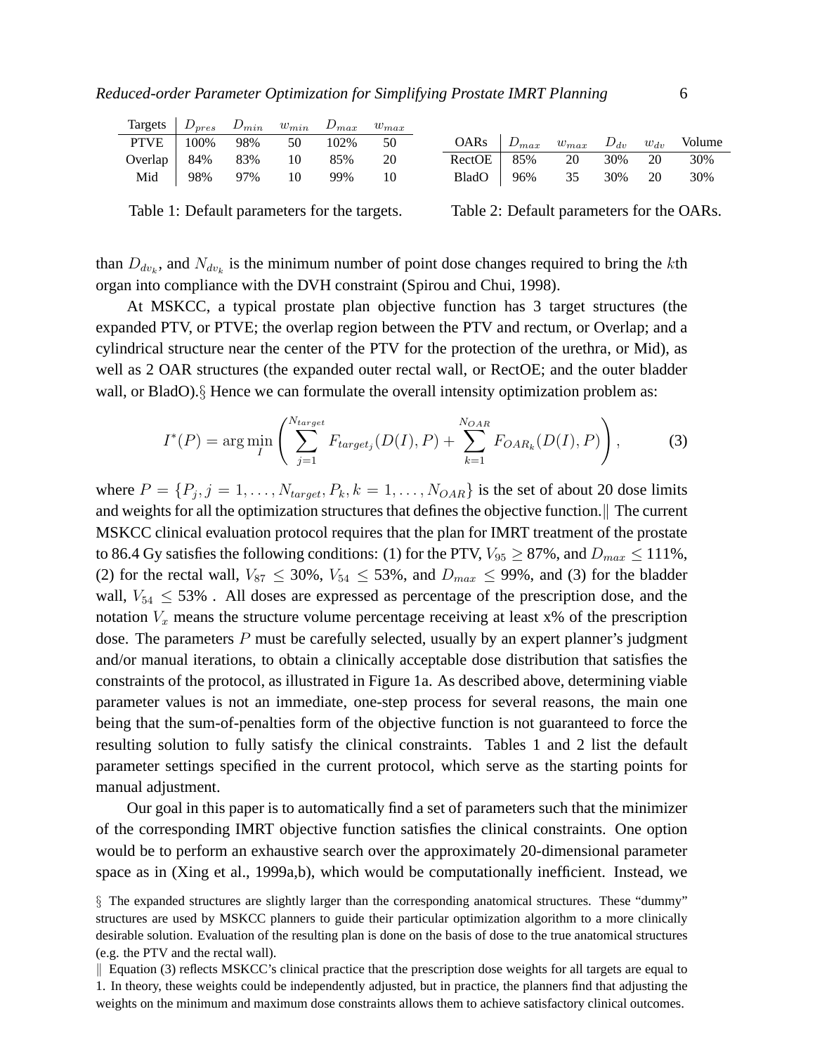| Targets | $D_{pres}$ | $D_{min}$ | $w_{min}$ | $D_{max}$ | $w_{max}$ |
|---|---|---|---|---|---|
| PTVE | 100% | 98% | 50 | 102% | 50 |
| Overlap | 84% | 83% | 10 | 85% | 20 |
| Mid | 98% | 97% | 10 | 99% | 10 |

Table 1: Default parameters for the targets.

| OARs | $D_{max}$ | $w_{max}$ | $D_{dv}$ | $w_{dv}$ | Volume |
|---|---|---|---|---|---|
| RectOE | 85% | 20 | 30% | 20 | 30% |
| BladO | 96% | 35 | 30% | 20 | 30% |

Table 2: Default parameters for the OARs.

than $D_{dv_k}$, and $N_{dv_k}$ is the minimum number of point dose changes required to bring the $k$th organ into compliance with the DVH constraint (Spirou and Chui, 1998).

At MSKCC, a typical prostate plan objective function has 3 target structures (the expanded PTV, or PTVE; the overlap region between the PTV and rectum, or Overlap; and a cylindrical structure near the center of the PTV for the protection of the urethra, or Mid), as well as 2 OAR structures (the expanded outer rectal wall, or RectOE; and the outer bladder wall, or BladO).§ Hence we can formulate the overall intensity optimization problem as:

$$I^*(P) = \arg\min_I \left( \sum_{j=1}^{N_{target}} F_{target_j}(D(I), P) + \sum_{k=1}^{N_{OAR}} F_{OAR_k}(D(I), P) \right), \tag{3}$$

where $P = \{P_j, j = 1, \ldots, N_{target}, P_k, k = 1, \ldots, N_{OAR}\}$ is the set of about 20 dose limits and weights for all the optimization structures that defines the objective function.‖ The current MSKCC clinical evaluation protocol requires that the plan for IMRT treatment of the prostate to 86.4 Gy satisfies the following conditions: (1) for the PTV, $V_{95} \geq 87\%$, and $D_{max} \leq 111\%$, (2) for the rectal wall, $V_{87} \leq 30\%$, $V_{54} \leq 53\%$, and $D_{max} \leq 99\%$, and (3) for the bladder wall, $V_{54} \leq 53\%$ . All doses are expressed as percentage of the prescription dose, and the notation $V_x$ means the structure volume percentage receiving at least x% of the prescription dose. The parameters $P$ must be carefully selected, usually by an expert planner's judgment and/or manual iterations, to obtain a clinically acceptable dose distribution that satisfies the constraints of the protocol, as illustrated in Figure 1a. As described above, determining viable parameter values is not an immediate, one-step process for several reasons, the main one being that the sum-of-penalties form of the objective function is not guaranteed to force the resulting solution to fully satisfy the clinical constraints. Tables 1 and 2 list the default parameter settings specified in the current protocol, which serve as the starting points for manual adjustment.

Our goal in this paper is to automatically find a set of parameters such that the minimizer of the corresponding IMRT objective function satisfies the clinical constraints. One option would be to perform an exhaustive search over the approximately 20-dimensional parameter space as in (Xing et al., 1999a,b), which would be computationally inefficient. Instead, we

§ The expanded structures are slightly larger than the corresponding anatomical structures. These "dummy" structures are used by MSKCC planners to guide their particular optimization algorithm to a more clinically desirable solution. Evaluation of the resulting plan is done on the basis of dose to the true anatomical structures (e.g. the PTV and the rectal wall).

‖ Equation (3) reflects MSKCC's clinical practice that the prescription dose weights for all targets are equal to 1. In theory, these weights could be independently adjusted, but in practice, the planners find that adjusting the weights on the minimum and maximum dose constraints allows them to achieve satisfactory clinical outcomes.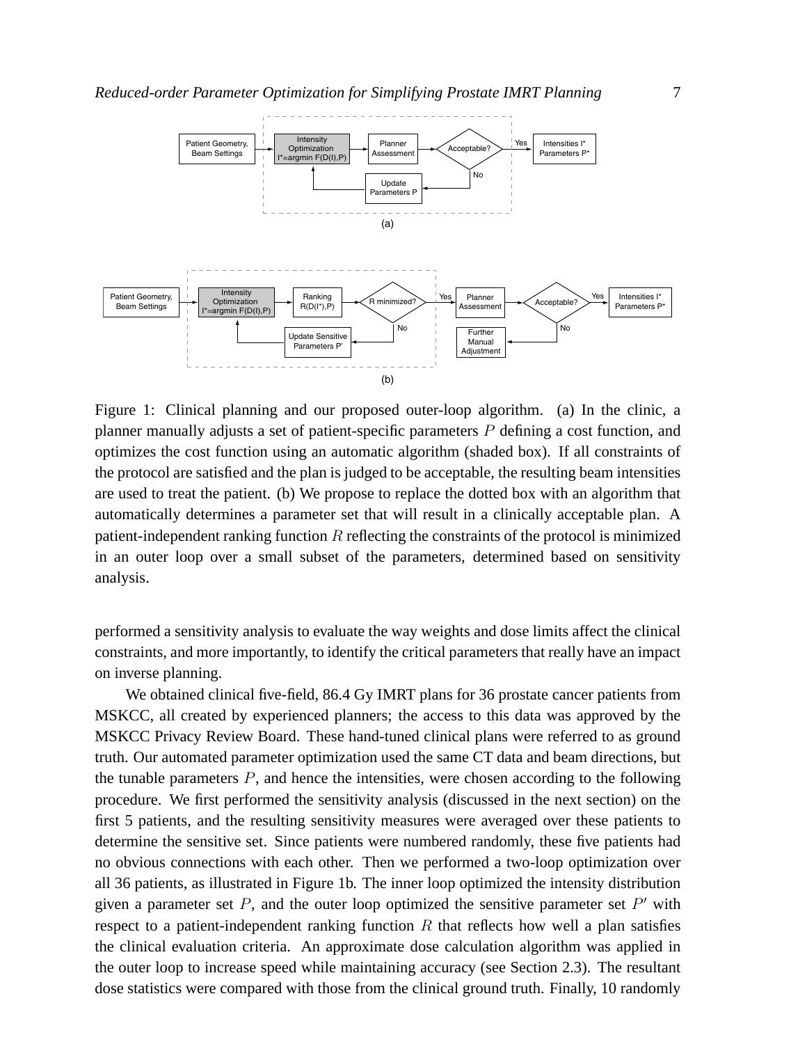Figure 1: Clinical planning and our proposed outer-loop algorithm. (a) In the clinic, a planner manually adjusts a set of patient-specific parameters $P$ defining a cost function, and optimizes the cost function using an automatic algorithm (shaded box). If all constraints of the protocol are satisfied and the plan is judged to be acceptable, the resulting beam intensities are used to treat the patient. (b) We propose to replace the dotted box with an algorithm that automatically determines a parameter set that will result in a clinically acceptable plan. A patient-independent ranking function $R$ reflecting the constraints of the protocol is minimized in an outer loop over a small subset of the parameters, determined based on sensitivity analysis.

performed a sensitivity analysis to evaluate the way weights and dose limits affect the clinical constraints, and more importantly, to identify the critical parameters that really have an impact on inverse planning.

We obtained clinical five-field, 86.4 Gy IMRT plans for 36 prostate cancer patients from MSKCC, all created by experienced planners; the access to this data was approved by the MSKCC Privacy Review Board. These hand-tuned clinical plans were referred to as ground truth. Our automated parameter optimization used the same CT data and beam directions, but the tunable parameters $P$, and hence the intensities, were chosen according to the following procedure. We first performed the sensitivity analysis (discussed in the next section) on the first 5 patients, and the resulting sensitivity measures were averaged over these patients to determine the sensitive set. Since patients were numbered randomly, these five patients had no obvious connections with each other. Then we performed a two-loop optimization over all 36 patients, as illustrated in Figure 1b. The inner loop optimized the intensity distribution given a parameter set $P$, and the outer loop optimized the sensitive parameter set $P'$ with respect to a patient-independent ranking function $R$ that reflects how well a plan satisfies the clinical evaluation criteria. An approximate dose calculation algorithm was applied in the outer loop to increase speed while maintaining accuracy (see Section 2.3). The resultant dose statistics were compared with those from the clinical ground truth. Finally, 10 randomly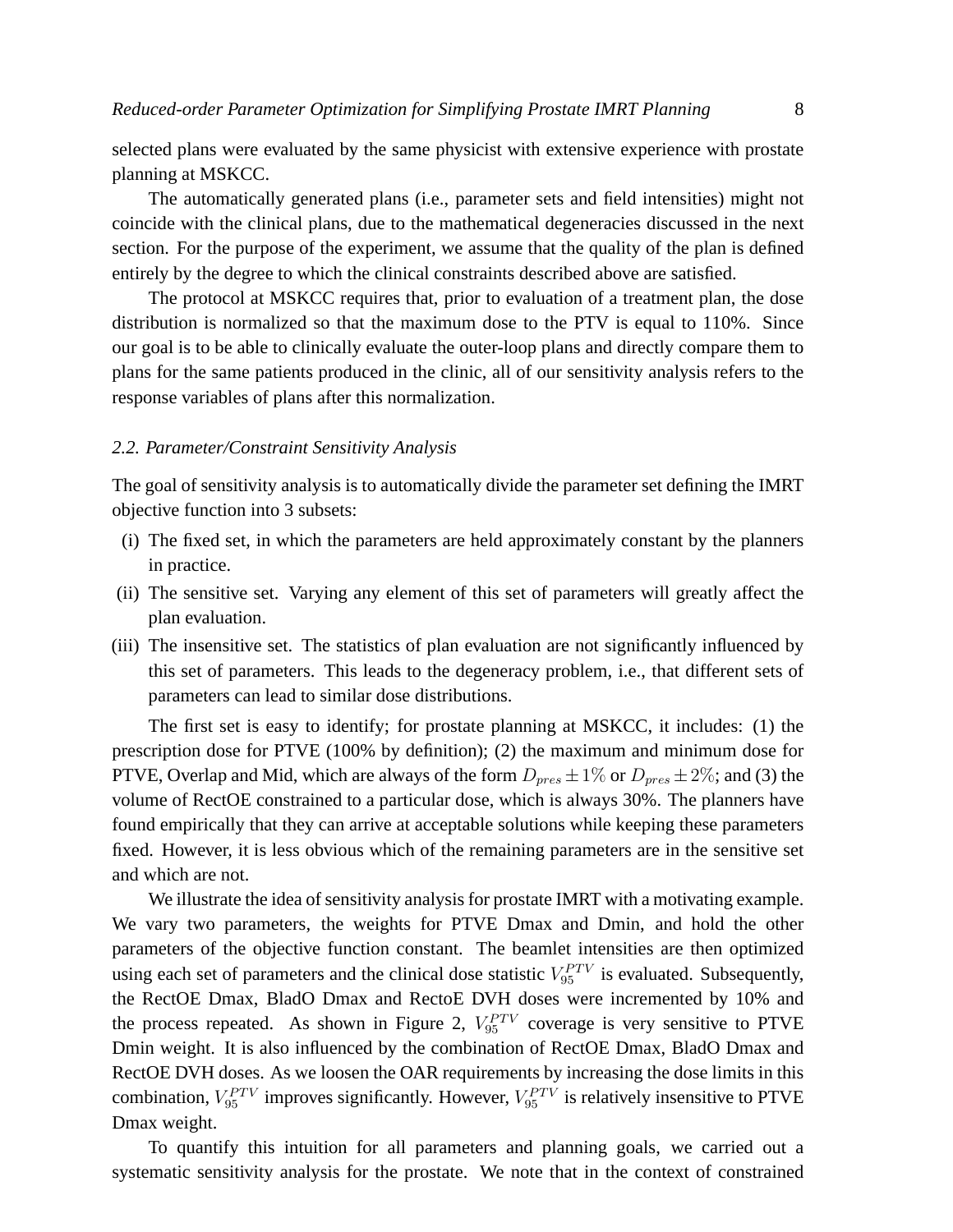selected plans were evaluated by the same physicist with extensive experience with prostate planning at MSKCC.

The automatically generated plans (i.e., parameter sets and field intensities) might not coincide with the clinical plans, due to the mathematical degeneracies discussed in the next section. For the purpose of the experiment, we assume that the quality of the plan is defined entirely by the degree to which the clinical constraints described above are satisfied.

The protocol at MSKCC requires that, prior to evaluation of a treatment plan, the dose distribution is normalized so that the maximum dose to the PTV is equal to 110%. Since our goal is to be able to clinically evaluate the outer-loop plans and directly compare them to plans for the same patients produced in the clinic, all of our sensitivity analysis refers to the response variables of plans after this normalization.

### *2.2. Parameter/Constraint Sensitivity Analysis*

The goal of sensitivity analysis is to automatically divide the parameter set defining the IMRT objective function into 3 subsets:

(i) The fixed set, in which the parameters are held approximately constant by the planners in practice.

(ii) The sensitive set. Varying any element of this set of parameters will greatly affect the plan evaluation.

(iii) The insensitive set. The statistics of plan evaluation are not significantly influenced by this set of parameters. This leads to the degeneracy problem, i.e., that different sets of parameters can lead to similar dose distributions.

The first set is easy to identify; for prostate planning at MSKCC, it includes: (1) the prescription dose for PTVE (100% by definition); (2) the maximum and minimum dose for PTVE, Overlap and Mid, which are always of the form $D_{pres} \pm 1\%$ or $D_{pres} \pm 2\%$; and (3) the volume of RectOE constrained to a particular dose, which is always 30%. The planners have found empirically that they can arrive at acceptable solutions while keeping these parameters fixed. However, it is less obvious which of the remaining parameters are in the sensitive set and which are not.

We illustrate the idea of sensitivity analysis for prostate IMRT with a motivating example. We vary two parameters, the weights for PTVE Dmax and Dmin, and hold the other parameters of the objective function constant. The beamlet intensities are then optimized using each set of parameters and the clinical dose statistic $V_{95}^{PTV}$ is evaluated. Subsequently, the RectOE Dmax, BladO Dmax and RectoE DVH doses were incremented by 10% and the process repeated. As shown in Figure 2, $V_{95}^{PTV}$ coverage is very sensitive to PTVE Dmin weight. It is also influenced by the combination of RectOE Dmax, BladO Dmax and RectOE DVH doses. As we loosen the OAR requirements by increasing the dose limits in this combination, $V_{95}^{PTV}$ improves significantly. However, $V_{95}^{PTV}$ is relatively insensitive to PTVE Dmax weight.

To quantify this intuition for all parameters and planning goals, we carried out a systematic sensitivity analysis for the prostate. We note that in the context of constrained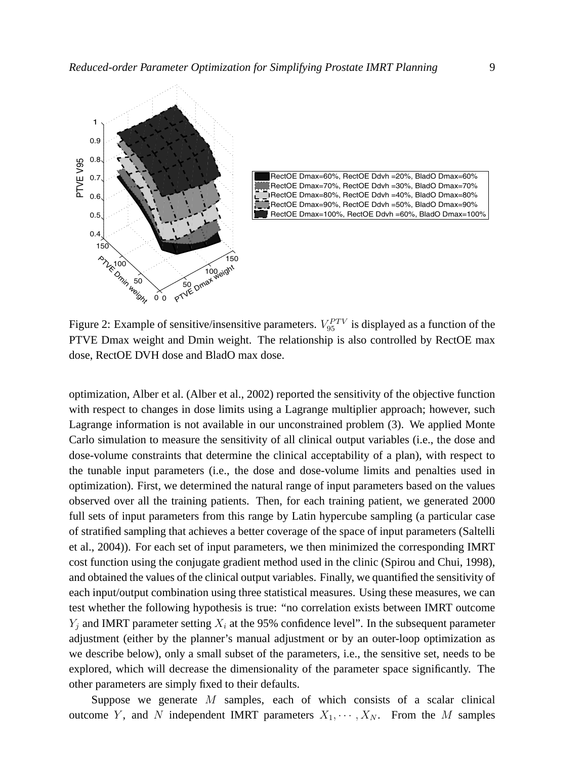Figure 2: Example of sensitive/insensitive parameters. $V_{95}^{PTV}$ is displayed as a function of the PTVE Dmax weight and Dmin weight. The relationship is also controlled by RectOE max dose, RectOE DVH dose and BladO max dose.

optimization, Alber et al. (Alber et al., 2002) reported the sensitivity of the objective function with respect to changes in dose limits using a Lagrange multiplier approach; however, such Lagrange information is not available in our unconstrained problem (3). We applied Monte Carlo simulation to measure the sensitivity of all clinical output variables (i.e., the dose and dose-volume constraints that determine the clinical acceptability of a plan), with respect to the tunable input parameters (i.e., the dose and dose-volume limits and penalties used in optimization). First, we determined the natural range of input parameters based on the values observed over all the training patients. Then, for each training patient, we generated 2000 full sets of input parameters from this range by Latin hypercube sampling (a particular case of stratified sampling that achieves a better coverage of the space of input parameters (Saltelli et al., 2004)). For each set of input parameters, we then minimized the corresponding IMRT cost function using the conjugate gradient method used in the clinic (Spirou and Chui, 1998), and obtained the values of the clinical output variables. Finally, we quantified the sensitivity of each input/output combination using three statistical measures. Using these measures, we can test whether the following hypothesis is true: "no correlation exists between IMRT outcome $Y_j$ and IMRT parameter setting $X_i$ at the 95% confidence level". In the subsequent parameter adjustment (either by the planner's manual adjustment or by an outer-loop optimization as we describe below), only a small subset of the parameters, i.e., the sensitive set, needs to be explored, which will decrease the dimensionality of the parameter space significantly. The other parameters are simply fixed to their defaults.

Suppose we generate $M$ samples, each of which consists of a scalar clinical outcome $Y$, and $N$ independent IMRT parameters $X_1, \cdots, X_N$. From the $M$ samples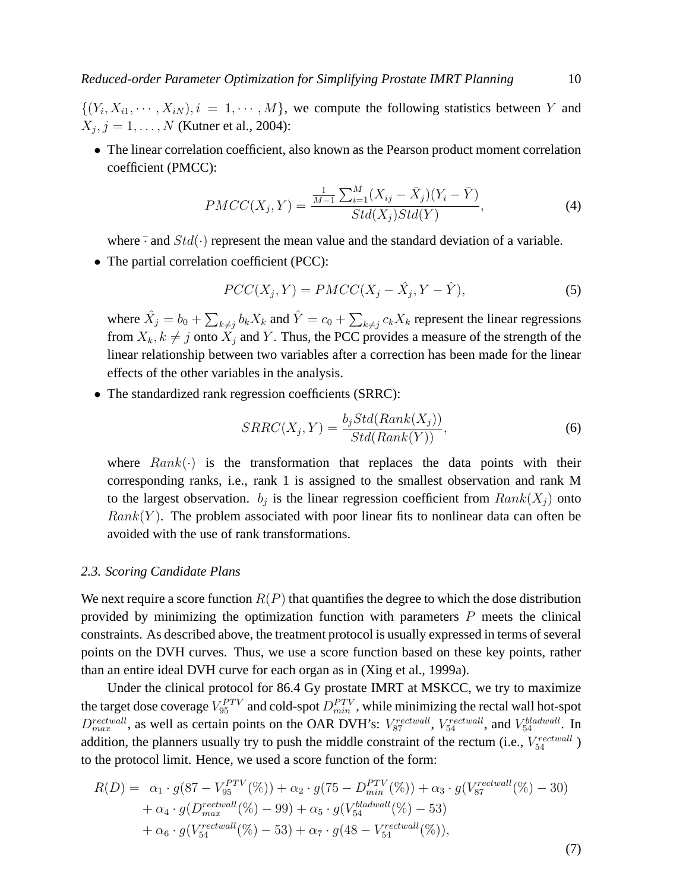$\{(Y_i, X_{i1}, \cdots, X_{iN}), i = 1, \cdots, M\}$, we compute the following statistics between $Y$ and $X_j, j = 1, \ldots, N$ (Kutner et al., 2004):

- The linear correlation coefficient, also known as the Pearson product moment correlation coefficient (PMCC):

$$PMCC(X_j, Y) = \frac{\frac{1}{M-1}\sum_{i=1}^{M}(X_{ij} - \bar{X}_j)(Y_i - \bar{Y})}{Std(X_j)Std(Y)}, \tag{4}$$

  where $\bar{\cdot}$ and $Std(\cdot)$ represent the mean value and the standard deviation of a variable.

- The partial correlation coefficient (PCC):

$$PCC(X_j, Y) = PMCC(X_j - \hat{X}_j, Y - \hat{Y}), \tag{5}$$

  where $\hat{X}_j = b_0 + \sum_{k \neq j} b_k X_k$ and $\hat{Y} = c_0 + \sum_{k \neq j} c_k X_k$ represent the linear regressions from $X_k, k \neq j$ onto $X_j$ and $Y$. Thus, the PCC provides a measure of the strength of the linear relationship between two variables after a correction has been made for the linear effects of the other variables in the analysis.

- The standardized rank regression coefficients (SRRC):

$$SRRC(X_j, Y) = \frac{b_j Std(Rank(X_j))}{Std(Rank(Y))}, \tag{6}$$

  where $Rank(\cdot)$ is the transformation that replaces the data points with their corresponding ranks, i.e., rank 1 is assigned to the smallest observation and rank M to the largest observation. $b_j$ is the linear regression coefficient from $Rank(X_j)$ onto $Rank(Y)$. The problem associated with poor linear fits to nonlinear data can often be avoided with the use of rank transformations.

### *2.3. Scoring Candidate Plans*

We next require a score function $R(P)$ that quantifies the degree to which the dose distribution provided by minimizing the optimization function with parameters $P$ meets the clinical constraints. As described above, the treatment protocol is usually expressed in terms of several points on the DVH curves. Thus, we use a score function based on these key points, rather than an entire ideal DVH curve for each organ as in (Xing et al., 1999a).

Under the clinical protocol for 86.4 Gy prostate IMRT at MSKCC, we try to maximize the target dose coverage $V_{95}^{PTV}$ and cold-spot $D_{min}^{PTV}$, while minimizing the rectal wall hot-spot $D_{max}^{rectwall}$, as well as certain points on the OAR DVH's: $V_{87}^{rectwall}$, $V_{54}^{rectwall}$, and $V_{54}^{bladwall}$. In addition, the planners usually try to push the middle constraint of the rectum (i.e., $V_{54}^{rectwall}$) to the protocol limit. Hence, we used a score function of the form:

$$\begin{aligned} R(D) = \; & \alpha_1 \cdot g(87 - V_{95}^{PTV}(\%)) + \alpha_2 \cdot g(75 - D_{min}^{PTV}(\%)) + \alpha_3 \cdot g(V_{87}^{rectwall}(\%) - 30) \\ & + \alpha_4 \cdot g(D_{max}^{rectwall}(\%) - 99) + \alpha_5 \cdot g(V_{54}^{bladwall}(\%) - 53) \\ & + \alpha_6 \cdot g(V_{54}^{rectwall}(\%) - 53) + \alpha_7 \cdot g(48 - V_{54}^{rectwall}(\%)), \end{aligned} \tag{7}$$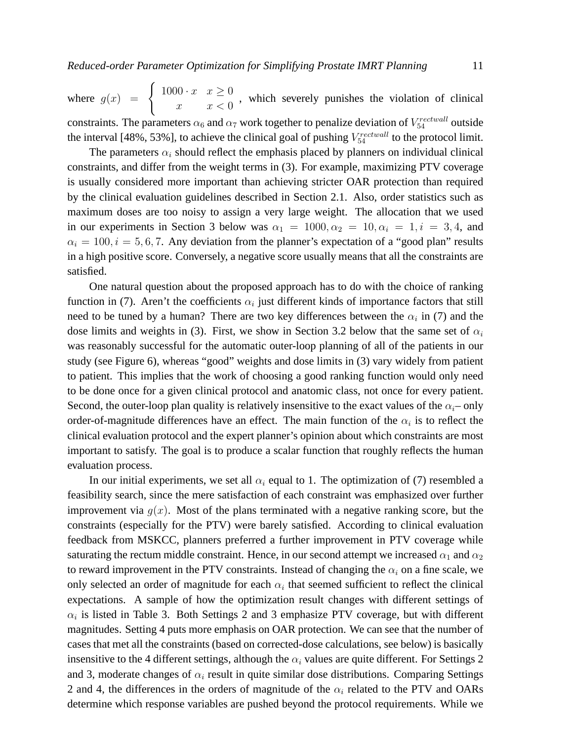where $g(x) = \begin{cases} 1000 \cdot x & x \geq 0 \\ x & x < 0 \end{cases}$, which severely punishes the violation of clinical constraints. The parameters $\alpha_6$ and $\alpha_7$ work together to penalize deviation of $V_{54}^{rectwall}$ outside the interval [48%, 53%], to achieve the clinical goal of pushing $V_{54}^{rectwall}$ to the protocol limit.

The parameters $\alpha_i$ should reflect the emphasis placed by planners on individual clinical constraints, and differ from the weight terms in (3). For example, maximizing PTV coverage is usually considered more important than achieving stricter OAR protection than required by the clinical evaluation guidelines described in Section 2.1. Also, order statistics such as maximum doses are too noisy to assign a very large weight. The allocation that we used in our experiments in Section 3 below was $\alpha_1 = 1000, \alpha_2 = 10, \alpha_i = 1, i = 3, 4$, and $\alpha_i = 100, i = 5, 6, 7$. Any deviation from the planner's expectation of a "good plan" results in a high positive score. Conversely, a negative score usually means that all the constraints are satisfied.

One natural question about the proposed approach has to do with the choice of ranking function in (7). Aren't the coefficients $\alpha_i$ just different kinds of importance factors that still need to be tuned by a human? There are two key differences between the $\alpha_i$ in (7) and the dose limits and weights in (3). First, we show in Section 3.2 below that the same set of $\alpha_i$ was reasonably successful for the automatic outer-loop planning of all of the patients in our study (see Figure 6), whereas "good" weights and dose limits in (3) vary widely from patient to patient. This implies that the work of choosing a good ranking function would only need to be done once for a given clinical protocol and anatomic class, not once for every patient. Second, the outer-loop plan quality is relatively insensitive to the exact values of the $\alpha_i$– only order-of-magnitude differences have an effect. The main function of the $\alpha_i$ is to reflect the clinical evaluation protocol and the expert planner's opinion about which constraints are most important to satisfy. The goal is to produce a scalar function that roughly reflects the human evaluation process.

In our initial experiments, we set all $\alpha_i$ equal to 1. The optimization of (7) resembled a feasibility search, since the mere satisfaction of each constraint was emphasized over further improvement via $g(x)$. Most of the plans terminated with a negative ranking score, but the constraints (especially for the PTV) were barely satisfied. According to clinical evaluation feedback from MSKCC, planners preferred a further improvement in PTV coverage while saturating the rectum middle constraint. Hence, in our second attempt we increased $\alpha_1$ and $\alpha_2$ to reward improvement in the PTV constraints. Instead of changing the $\alpha_i$ on a fine scale, we only selected an order of magnitude for each $\alpha_i$ that seemed sufficient to reflect the clinical expectations. A sample of how the optimization result changes with different settings of $\alpha_i$ is listed in Table 3. Both Settings 2 and 3 emphasize PTV coverage, but with different magnitudes. Setting 4 puts more emphasis on OAR protection. We can see that the number of cases that met all the constraints (based on corrected-dose calculations, see below) is basically insensitive to the 4 different settings, although the $\alpha_i$ values are quite different. For Settings 2 and 3, moderate changes of $\alpha_i$ result in quite similar dose distributions. Comparing Settings 2 and 4, the differences in the orders of magnitude of the $\alpha_i$ related to the PTV and OARs determine which response variables are pushed beyond the protocol requirements. While we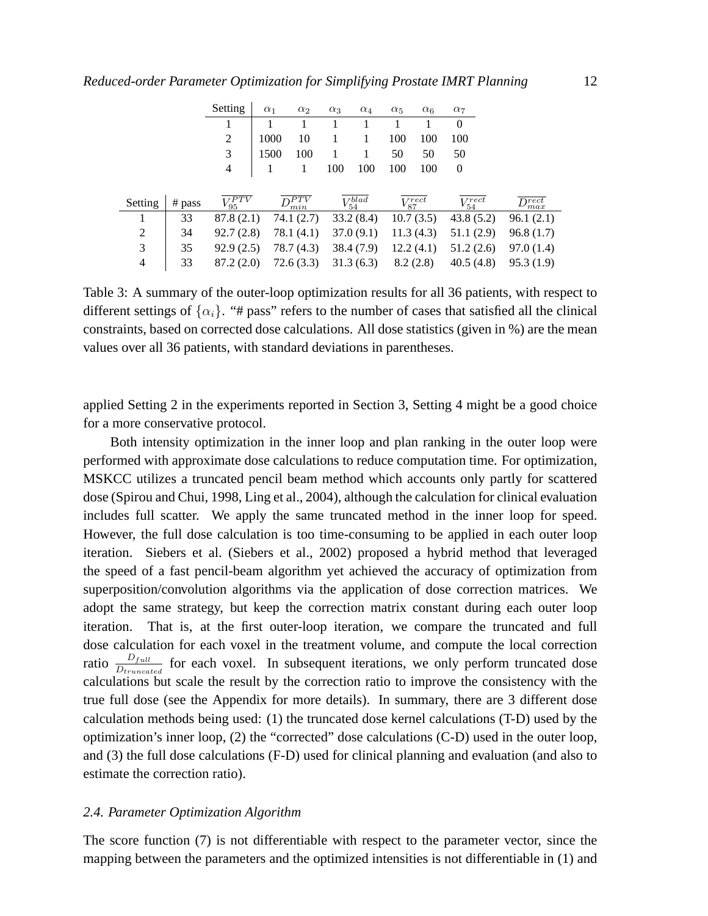| Setting | $\alpha_1$ | $\alpha_2$ | $\alpha_3$ | $\alpha_4$ | $\alpha_5$ | $\alpha_6$ | $\alpha_7$ |
|---|---|---|---|---|---|---|---|
| 1 | 1 | 1 | 1 | 1 | 1 | 1 | 0 |
| 2 | 1000 | 10 | 1 | 1 | 100 | 100 | 100 |
| 3 | 1500 | 100 | 1 | 1 | 50 | 50 | 50 |
| 4 | 1 | 1 | 100 | 100 | 100 | 100 | 0 |

| Setting | # pass | $\overline{V_{95}^{PTV}}$ | $\overline{D_{min}^{PTV}}$ | $\overline{V_{54}^{blad}}$ | $\overline{V_{87}^{rect}}$ | $\overline{V_{54}^{rect}}$ | $\overline{D_{max}^{rect}}$ |
|---|---|---|---|---|---|---|---|
| 1 | 33 | 87.8 (2.1) | 74.1 (2.7) | 33.2 (8.4) | 10.7 (3.5) | 43.8 (5.2) | 96.1 (2.1) |
| 2 | 34 | 92.7 (2.8) | 78.1 (4.1) | 37.0 (9.1) | 11.3 (4.3) | 51.1 (2.9) | 96.8 (1.7) |
| 3 | 35 | 92.9 (2.5) | 78.7 (4.3) | 38.4 (7.9) | 12.2 (4.1) | 51.2 (2.6) | 97.0 (1.4) |
| 4 | 33 | 87.2 (2.0) | 72.6 (3.3) | 31.3 (6.3) | 8.2 (2.8) | 40.5 (4.8) | 95.3 (1.9) |

Table 3: A summary of the outer-loop optimization results for all 36 patients, with respect to different settings of $\{\alpha_i\}$. "# pass" refers to the number of cases that satisfied all the clinical constraints, based on corrected dose calculations. All dose statistics (given in %) are the mean values over all 36 patients, with standard deviations in parentheses.

applied Setting 2 in the experiments reported in Section 3, Setting 4 might be a good choice for a more conservative protocol.

Both intensity optimization in the inner loop and plan ranking in the outer loop were performed with approximate dose calculations to reduce computation time. For optimization, MSKCC utilizes a truncated pencil beam method which accounts only partly for scattered dose (Spirou and Chui, 1998, Ling et al., 2004), although the calculation for clinical evaluation includes full scatter. We apply the same truncated method in the inner loop for speed. However, the full dose calculation is too time-consuming to be applied in each outer loop iteration. Siebers et al. (Siebers et al., 2002) proposed a hybrid method that leveraged the speed of a fast pencil-beam algorithm yet achieved the accuracy of optimization from superposition/convolution algorithms via the application of dose correction matrices. We adopt the same strategy, but keep the correction matrix constant during each outer loop iteration. That is, at the first outer-loop iteration, we compare the truncated and full dose calculation for each voxel in the treatment volume, and compute the local correction ratio $\frac{D_{full}}{D_{truncated}}$ for each voxel. In subsequent iterations, we only perform truncated dose calculations but scale the result by the correction ratio to improve the consistency with the true full dose (see the Appendix for more details). In summary, there are 3 different dose calculation methods being used: (1) the truncated dose kernel calculations (T-D) used by the optimization's inner loop, (2) the "corrected" dose calculations (C-D) used in the outer loop, and (3) the full dose calculations (F-D) used for clinical planning and evaluation (and also to estimate the correction ratio).

### *2.4. Parameter Optimization Algorithm*

The score function (7) is not differentiable with respect to the parameter vector, since the mapping between the parameters and the optimized intensities is not differentiable in (1) and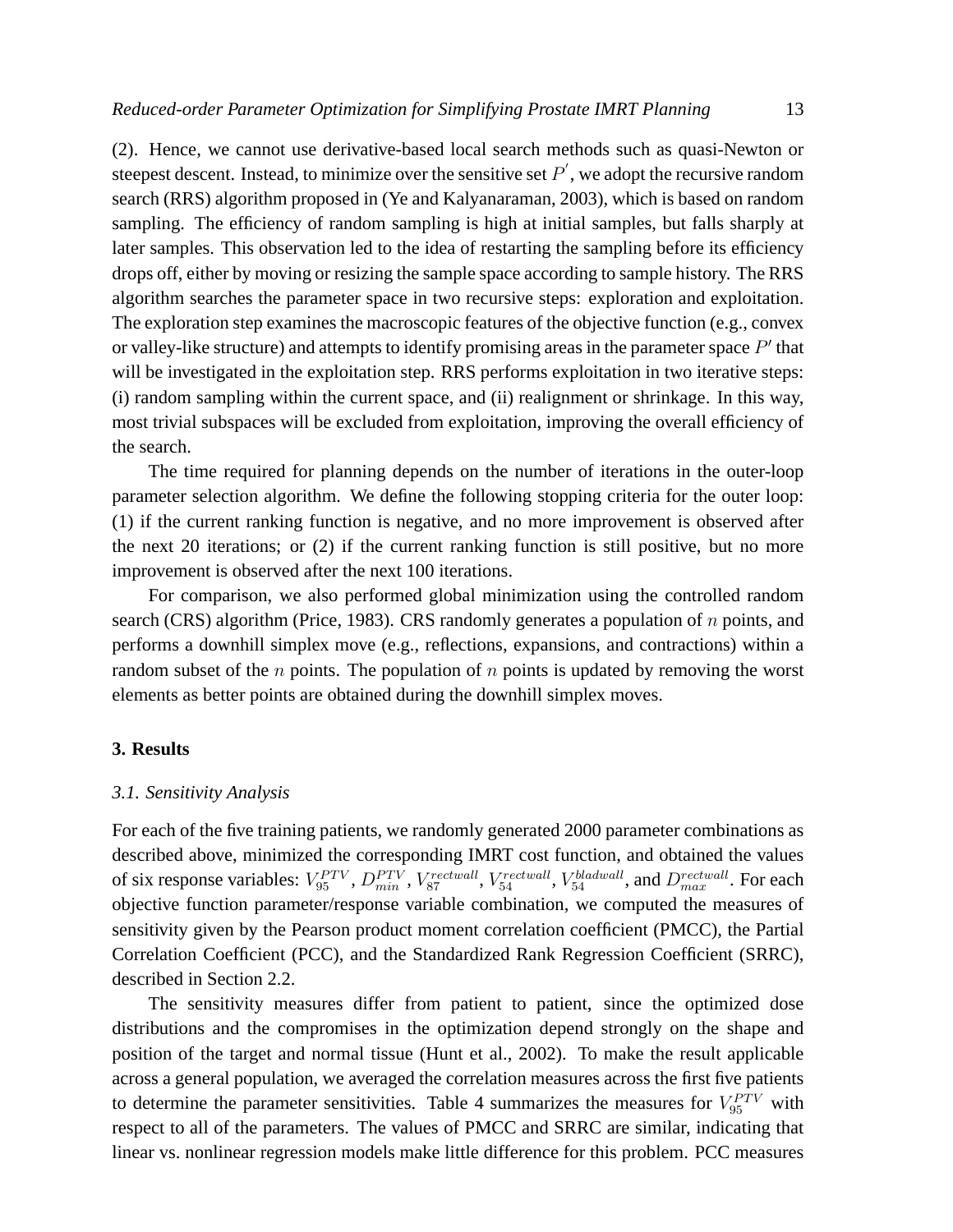(2). Hence, we cannot use derivative-based local search methods such as quasi-Newton or steepest descent. Instead, to minimize over the sensitive set $P^{'}$, we adopt the recursive random search (RRS) algorithm proposed in (Ye and Kalyanaraman, 2003), which is based on random sampling. The efficiency of random sampling is high at initial samples, but falls sharply at later samples. This observation led to the idea of restarting the sampling before its efficiency drops off, either by moving or resizing the sample space according to sample history. The RRS algorithm searches the parameter space in two recursive steps: exploration and exploitation. The exploration step examines the macroscopic features of the objective function (e.g., convex or valley-like structure) and attempts to identify promising areas in the parameter space $P'$ that will be investigated in the exploitation step. RRS performs exploitation in two iterative steps: (i) random sampling within the current space, and (ii) realignment or shrinkage. In this way, most trivial subspaces will be excluded from exploitation, improving the overall efficiency of the search.

The time required for planning depends on the number of iterations in the outer-loop parameter selection algorithm. We define the following stopping criteria for the outer loop: (1) if the current ranking function is negative, and no more improvement is observed after the next 20 iterations; or (2) if the current ranking function is still positive, but no more improvement is observed after the next 100 iterations.

For comparison, we also performed global minimization using the controlled random search (CRS) algorithm (Price, 1983). CRS randomly generates a population of $n$ points, and performs a downhill simplex move (e.g., reflections, expansions, and contractions) within a random subset of the $n$ points. The population of $n$ points is updated by removing the worst elements as better points are obtained during the downhill simplex moves.

## 3. Results

### *3.1. Sensitivity Analysis*

For each of the five training patients, we randomly generated 2000 parameter combinations as described above, minimized the corresponding IMRT cost function, and obtained the values of six response variables: $V_{95}^{PTV}$, $D_{min}^{PTV}$, $V_{87}^{rectwall}$, $V_{54}^{rectwall}$, $V_{54}^{bladwall}$, and $D_{max}^{rectwall}$. For each objective function parameter/response variable combination, we computed the measures of sensitivity given by the Pearson product moment correlation coefficient (PMCC), the Partial Correlation Coefficient (PCC), and the Standardized Rank Regression Coefficient (SRRC), described in Section 2.2.

The sensitivity measures differ from patient to patient, since the optimized dose distributions and the compromises in the optimization depend strongly on the shape and position of the target and normal tissue (Hunt et al., 2002). To make the result applicable across a general population, we averaged the correlation measures across the first five patients to determine the parameter sensitivities. Table 4 summarizes the measures for $V_{95}^{PTV}$ with respect to all of the parameters. The values of PMCC and SRRC are similar, indicating that linear vs. nonlinear regression models make little difference for this problem. PCC measures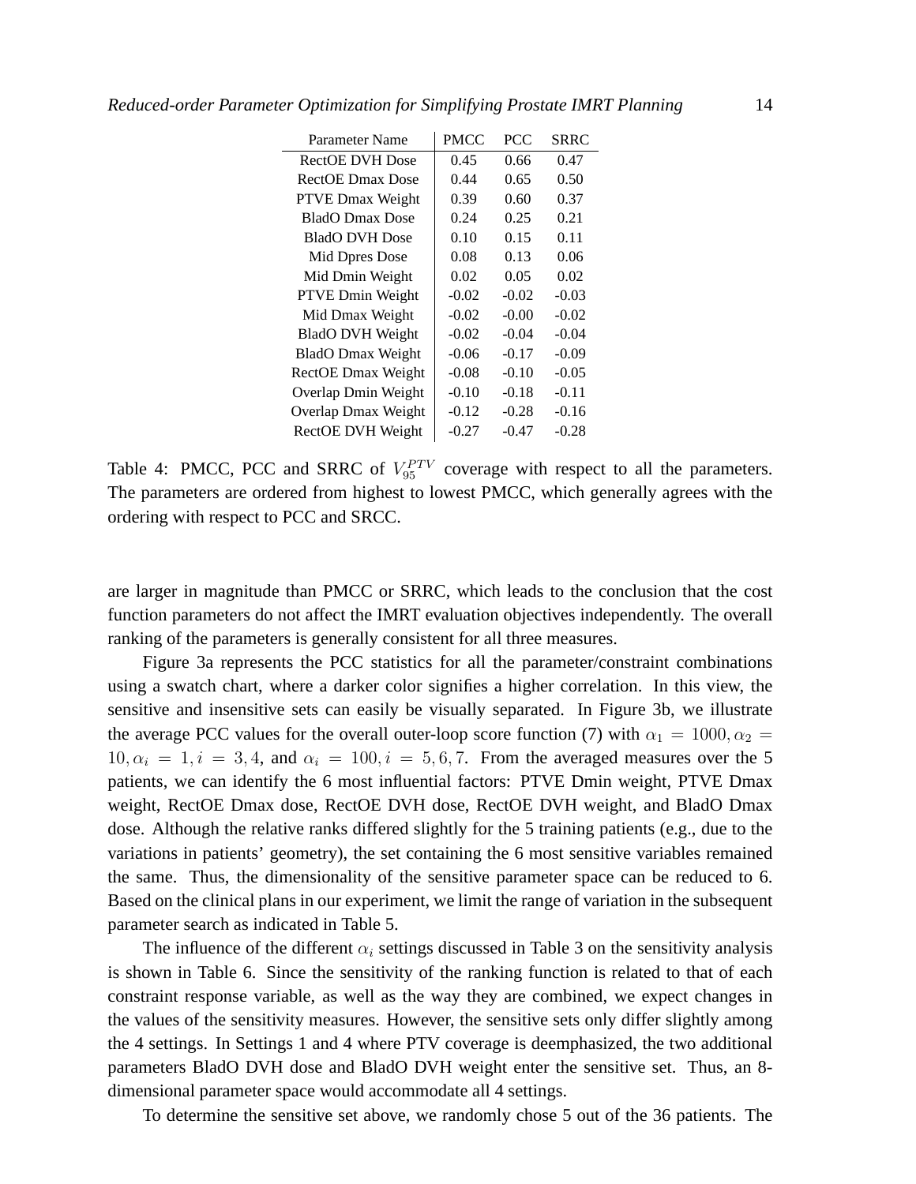| Parameter Name | PMCC | PCC | SRRC |
|---|---|---|---|
| RectOE DVH Dose | 0.45 | 0.66 | 0.47 |
| RectOE Dmax Dose | 0.44 | 0.65 | 0.50 |
| PTVE Dmax Weight | 0.39 | 0.60 | 0.37 |
| BladO Dmax Dose | 0.24 | 0.25 | 0.21 |
| BladO DVH Dose | 0.10 | 0.15 | 0.11 |
| Mid Dpres Dose | 0.08 | 0.13 | 0.06 |
| Mid Dmin Weight | 0.02 | 0.05 | 0.02 |
| PTVE Dmin Weight | -0.02 | -0.02 | -0.03 |
| Mid Dmax Weight | -0.02 | -0.00 | -0.02 |
| BladO DVH Weight | -0.02 | -0.04 | -0.04 |
| BladO Dmax Weight | -0.06 | -0.17 | -0.09 |
| RectOE Dmax Weight | -0.08 | -0.10 | -0.05 |
| Overlap Dmin Weight | -0.10 | -0.18 | -0.11 |
| Overlap Dmax Weight | -0.12 | -0.28 | -0.16 |
| RectOE DVH Weight | -0.27 | -0.47 | -0.28 |

Table 4: PMCC, PCC and SRRC of $V_{95}^{PTV}$ coverage with respect to all the parameters. The parameters are ordered from highest to lowest PMCC, which generally agrees with the ordering with respect to PCC and SRCC.

are larger in magnitude than PMCC or SRRC, which leads to the conclusion that the cost function parameters do not affect the IMRT evaluation objectives independently. The overall ranking of the parameters is generally consistent for all three measures.

Figure 3a represents the PCC statistics for all the parameter/constraint combinations using a swatch chart, where a darker color signifies a higher correlation. In this view, the sensitive and insensitive sets can easily be visually separated. In Figure 3b, we illustrate the average PCC values for the overall outer-loop score function (7) with $\alpha_1 = 1000, \alpha_2 = 10, \alpha_i = 1, i = 3, 4$, and $\alpha_i = 100, i = 5, 6, 7$. From the averaged measures over the 5 patients, we can identify the 6 most influential factors: PTVE Dmin weight, PTVE Dmax weight, RectOE Dmax dose, RectOE DVH dose, RectOE DVH weight, and BladO Dmax dose. Although the relative ranks differed slightly for the 5 training patients (e.g., due to the variations in patients' geometry), the set containing the 6 most sensitive variables remained the same. Thus, the dimensionality of the sensitive parameter space can be reduced to 6. Based on the clinical plans in our experiment, we limit the range of variation in the subsequent parameter search as indicated in Table 5.

The influence of the different $\alpha_i$ settings discussed in Table 3 on the sensitivity analysis is shown in Table 6. Since the sensitivity of the ranking function is related to that of each constraint response variable, as well as the way they are combined, we expect changes in the values of the sensitivity measures. However, the sensitive sets only differ slightly among the 4 settings. In Settings 1 and 4 where PTV coverage is deemphasized, the two additional parameters BladO DVH dose and BladO DVH weight enter the sensitive set. Thus, an 8-dimensional parameter space would accommodate all 4 settings.

To determine the sensitive set above, we randomly chose 5 out of the 36 patients. The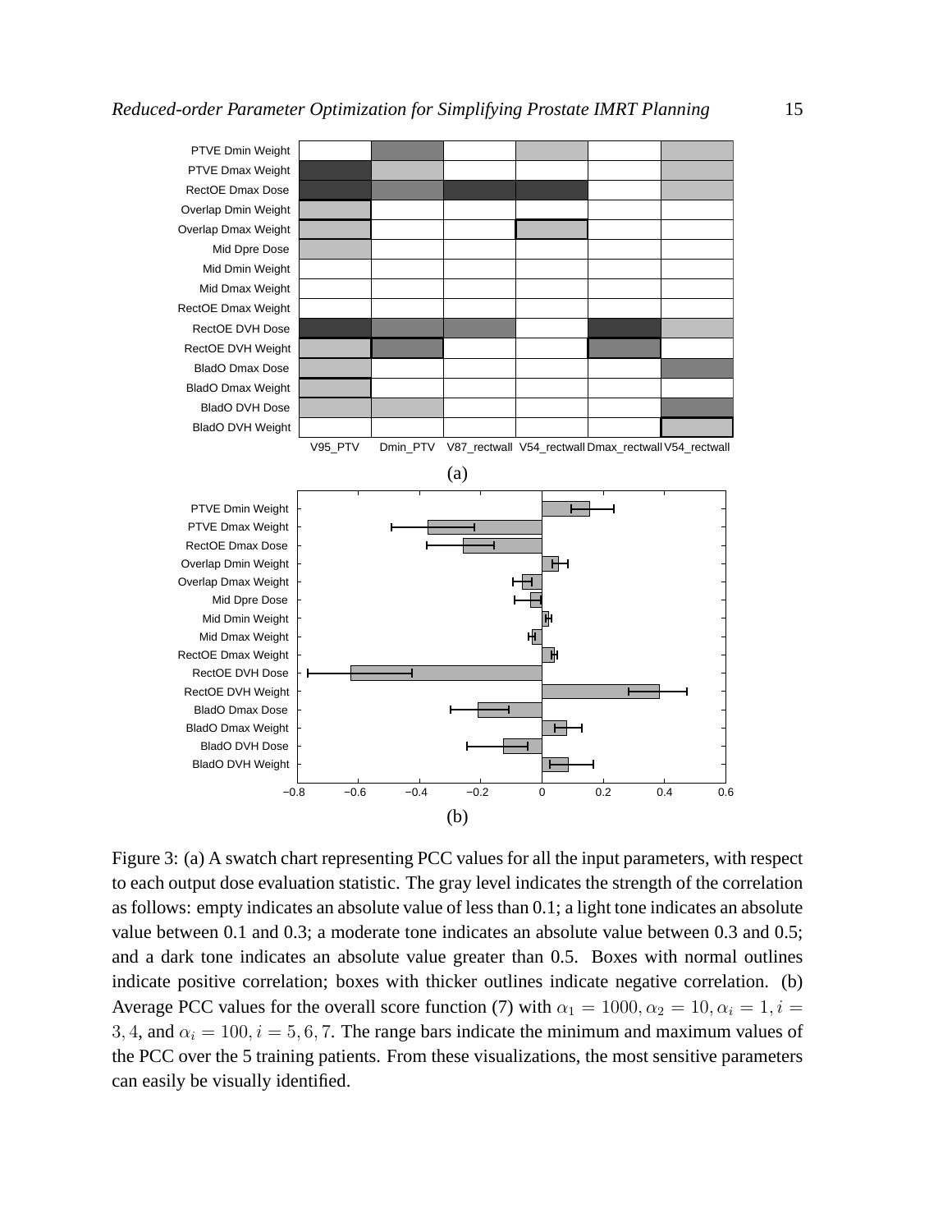Figure 3: (a) A swatch chart representing PCC values for all the input parameters, with respect to each output dose evaluation statistic. The gray level indicates the strength of the correlation as follows: empty indicates an absolute value of less than 0.1; a light tone indicates an absolute value between 0.1 and 0.3; a moderate tone indicates an absolute value between 0.3 and 0.5; and a dark tone indicates an absolute value greater than 0.5. Boxes with normal outlines indicate positive correlation; boxes with thicker outlines indicate negative correlation. (b) Average PCC values for the overall score function (7) with $\alpha_1 = 1000, \alpha_2 = 10, \alpha_i = 1, i = 3, 4$, and $\alpha_i = 100, i = 5, 6, 7$. The range bars indicate the minimum and maximum values of the PCC over the 5 training patients. From these visualizations, the most sensitive parameters can easily be visually identified.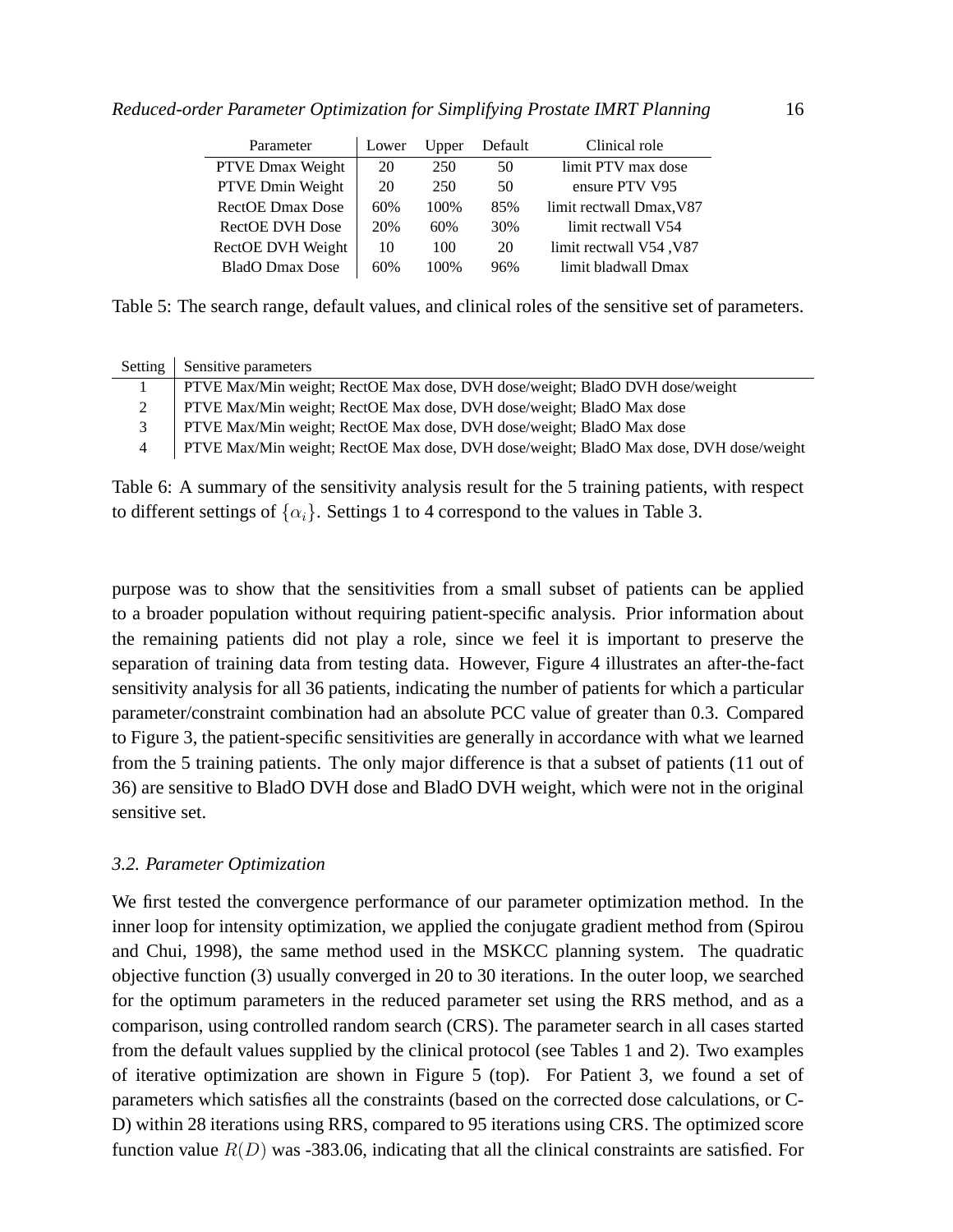| Parameter | Lower | Upper | Default | Clinical role |
|---|---|---|---|---|
| PTVE Dmax Weight | 20 | 250 | 50 | limit PTV max dose |
| PTVE Dmin Weight | 20 | 250 | 50 | ensure PTV V95 |
| RectOE Dmax Dose | 60% | 100% | 85% | limit rectwall Dmax,V87 |
| RectOE DVH Dose | 20% | 60% | 30% | limit rectwall V54 |
| RectOE DVH Weight | 10 | 100 | 20 | limit rectwall V54 ,V87 |
| BladO Dmax Dose | 60% | 100% | 96% | limit bladwall Dmax |

Table 5: The search range, default values, and clinical roles of the sensitive set of parameters.

| Setting | Sensitive parameters |
|---|---|
| 1 | PTVE Max/Min weight; RectOE Max dose, DVH dose/weight; BladO DVH dose/weight |
| 2 | PTVE Max/Min weight; RectOE Max dose, DVH dose/weight; BladO Max dose |
| 3 | PTVE Max/Min weight; RectOE Max dose, DVH dose/weight; BladO Max dose |
| 4 | PTVE Max/Min weight; RectOE Max dose, DVH dose/weight; BladO Max dose, DVH dose/weight |

Table 6: A summary of the sensitivity analysis result for the 5 training patients, with respect to different settings of $\{\alpha_i\}$. Settings 1 to 4 correspond to the values in Table 3.

purpose was to show that the sensitivities from a small subset of patients can be applied to a broader population without requiring patient-specific analysis. Prior information about the remaining patients did not play a role, since we feel it is important to preserve the separation of training data from testing data. However, Figure 4 illustrates an after-the-fact sensitivity analysis for all 36 patients, indicating the number of patients for which a particular parameter/constraint combination had an absolute PCC value of greater than 0.3. Compared to Figure 3, the patient-specific sensitivities are generally in accordance with what we learned from the 5 training patients. The only major difference is that a subset of patients (11 out of 36) are sensitive to BladO DVH dose and BladO DVH weight, which were not in the original sensitive set.

### *3.2. Parameter Optimization*

We first tested the convergence performance of our parameter optimization method. In the inner loop for intensity optimization, we applied the conjugate gradient method from (Spirou and Chui, 1998), the same method used in the MSKCC planning system. The quadratic objective function (3) usually converged in 20 to 30 iterations. In the outer loop, we searched for the optimum parameters in the reduced parameter set using the RRS method, and as a comparison, using controlled random search (CRS). The parameter search in all cases started from the default values supplied by the clinical protocol (see Tables 1 and 2). Two examples of iterative optimization are shown in Figure 5 (top). For Patient 3, we found a set of parameters which satisfies all the constraints (based on the corrected dose calculations, or C-D) within 28 iterations using RRS, compared to 95 iterations using CRS. The optimized score function value $R(D)$ was -383.06, indicating that all the clinical constraints are satisfied. For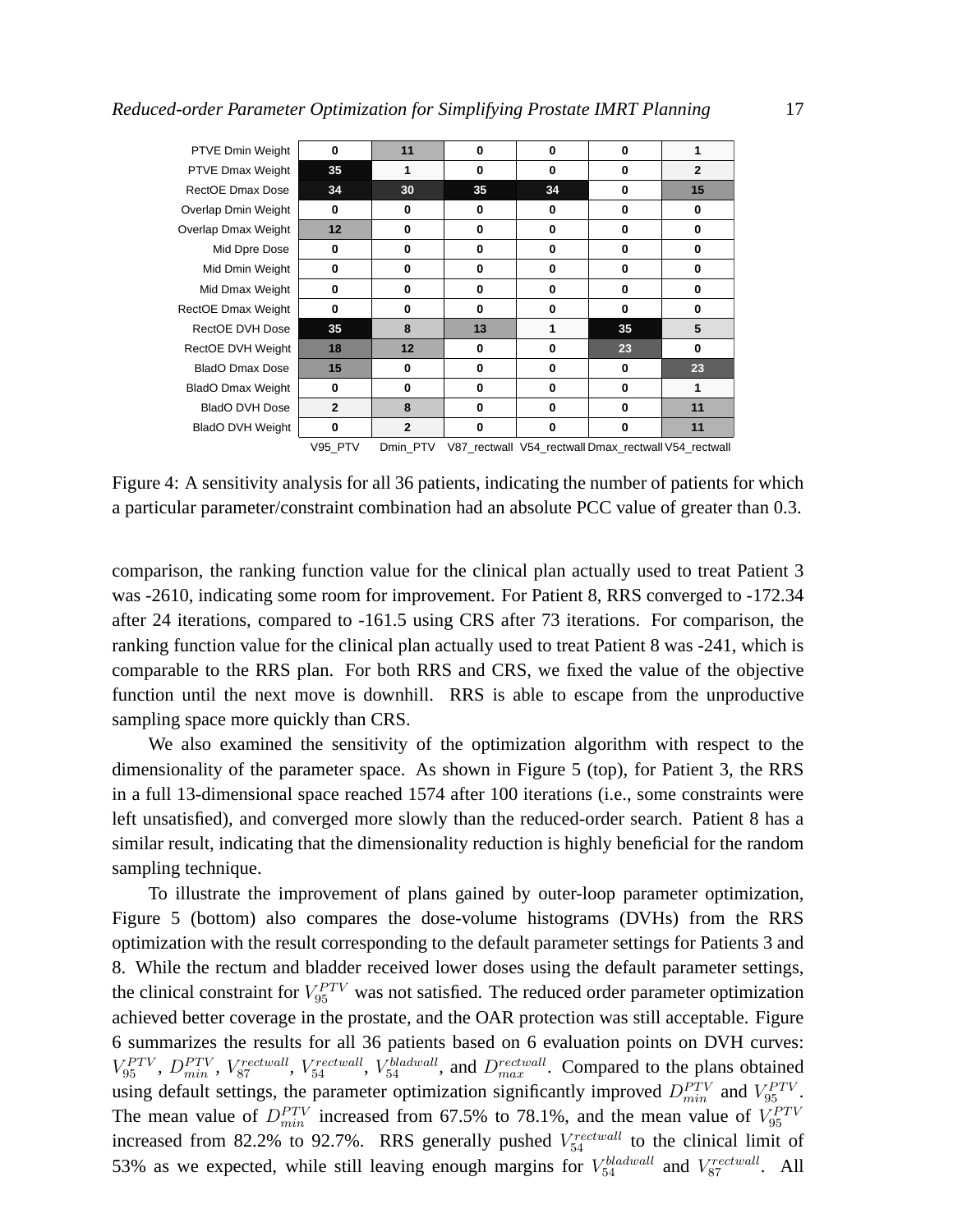| | V95_PTV | Dmin_PTV | V87_rectwall | V54_rectwall | Dmax_rectwall | V54_rectwall |
|---|---|---|---|---|---|---|
| PTVE Dmin Weight | 0 | 11 | 0 | 0 | 0 | 1 |
| PTVE Dmax Weight | 35 | 1 | 0 | 0 | 0 | 2 |
| RectOE Dmax Dose | 34 | 30 | 35 | 34 | 0 | 15 |
| Overlap Dmin Weight | 0 | 0 | 0 | 0 | 0 | 0 |
| Overlap Dmax Weight | 12 | 0 | 0 | 0 | 0 | 0 |
| Mid Dpre Dose | 0 | 0 | 0 | 0 | 0 | 0 |
| Mid Dmin Weight | 0 | 0 | 0 | 0 | 0 | 0 |
| Mid Dmax Weight | 0 | 0 | 0 | 0 | 0 | 0 |
| RectOE Dmax Weight | 0 | 0 | 0 | 0 | 0 | 0 |
| RectOE DVH Dose | 35 | 8 | 13 | 1 | 35 | 5 |
| RectOE DVH Weight | 18 | 12 | 0 | 0 | 23 | 0 |
| BladO Dmax Dose | 15 | 0 | 0 | 0 | 0 | 23 |
| BladO Dmax Weight | 0 | 0 | 0 | 0 | 0 | 1 |
| BladO DVH Dose | 2 | 8 | 0 | 0 | 0 | 11 |
| BladO DVH Weight | 0 | 2 | 0 | 0 | 0 | 11 |

Figure 4: A sensitivity analysis for all 36 patients, indicating the number of patients for which a particular parameter/constraint combination had an absolute PCC value of greater than 0.3.

comparison, the ranking function value for the clinical plan actually used to treat Patient 3 was -2610, indicating some room for improvement. For Patient 8, RRS converged to -172.34 after 24 iterations, compared to -161.5 using CRS after 73 iterations. For comparison, the ranking function value for the clinical plan actually used to treat Patient 8 was -241, which is comparable to the RRS plan. For both RRS and CRS, we fixed the value of the objective function until the next move is downhill. RRS is able to escape from the unproductive sampling space more quickly than CRS.

We also examined the sensitivity of the optimization algorithm with respect to the dimensionality of the parameter space. As shown in Figure 5 (top), for Patient 3, the RRS in a full 13-dimensional space reached 1574 after 100 iterations (i.e., some constraints were left unsatisfied), and converged more slowly than the reduced-order search. Patient 8 has a similar result, indicating that the dimensionality reduction is highly beneficial for the random sampling technique.

To illustrate the improvement of plans gained by outer-loop parameter optimization, Figure 5 (bottom) also compares the dose-volume histograms (DVHs) from the RRS optimization with the result corresponding to the default parameter settings for Patients 3 and 8. While the rectum and bladder received lower doses using the default parameter settings, the clinical constraint for $V_{95}^{PTV}$ was not satisfied. The reduced order parameter optimization achieved better coverage in the prostate, and the OAR protection was still acceptable. Figure 6 summarizes the results for all 36 patients based on 6 evaluation points on DVH curves: $V_{95}^{PTV}$, $D_{min}^{PTV}$, $V_{87}^{rectwall}$, $V_{54}^{rectwall}$, $V_{54}^{bladwall}$, and $D_{max}^{rectwall}$. Compared to the plans obtained using default settings, the parameter optimization significantly improved $D_{min}^{PTV}$ and $V_{95}^{PTV}$. The mean value of $D_{min}^{PTV}$ increased from 67.5% to 78.1%, and the mean value of $V_{95}^{PTV}$ increased from 82.2% to 92.7%. RRS generally pushed $V_{54}^{rectwall}$ to the clinical limit of 53% as we expected, while still leaving enough margins for $V_{54}^{bladwall}$ and $V_{87}^{rectwall}$. All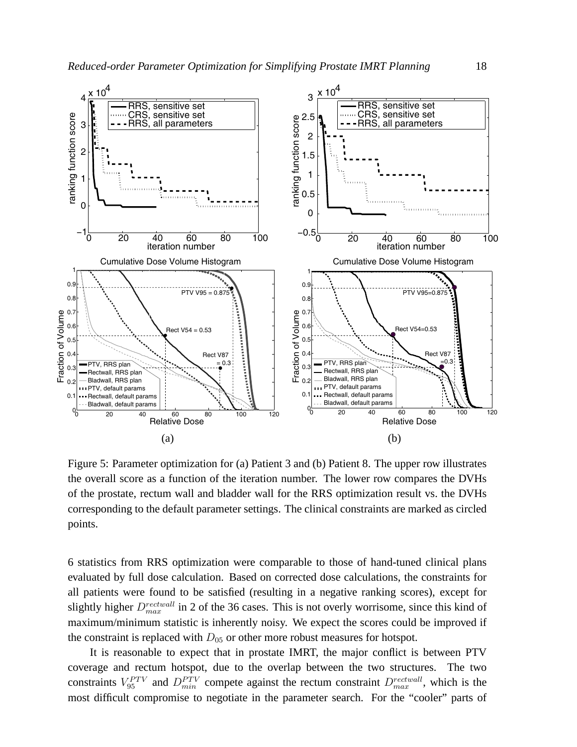(a)

(b)

Figure 5: Parameter optimization for (a) Patient 3 and (b) Patient 8. The upper row illustrates the overall score as a function of the iteration number. The lower row compares the DVHs of the prostate, rectum wall and bladder wall for the RRS optimization result vs. the DVHs corresponding to the default parameter settings. The clinical constraints are marked as circled points.

6 statistics from RRS optimization were comparable to those of hand-tuned clinical plans evaluated by full dose calculation. Based on corrected dose calculations, the constraints for all patients were found to be satisfied (resulting in a negative ranking scores), except for slightly higher $D_{max}^{rectwall}$ in 2 of the 36 cases. This is not overly worrisome, since this kind of maximum/minimum statistic is inherently noisy. We expect the scores could be improved if the constraint is replaced with $D_{05}$ or other more robust measures for hotspot.

It is reasonable to expect that in prostate IMRT, the major conflict is between PTV coverage and rectum hotspot, due to the overlap between the two structures. The two constraints $V_{95}^{PTV}$ and $D_{min}^{PTV}$ compete against the rectum constraint $D_{max}^{rectwall}$, which is the most difficult compromise to negotiate in the parameter search. For the "cooler" parts of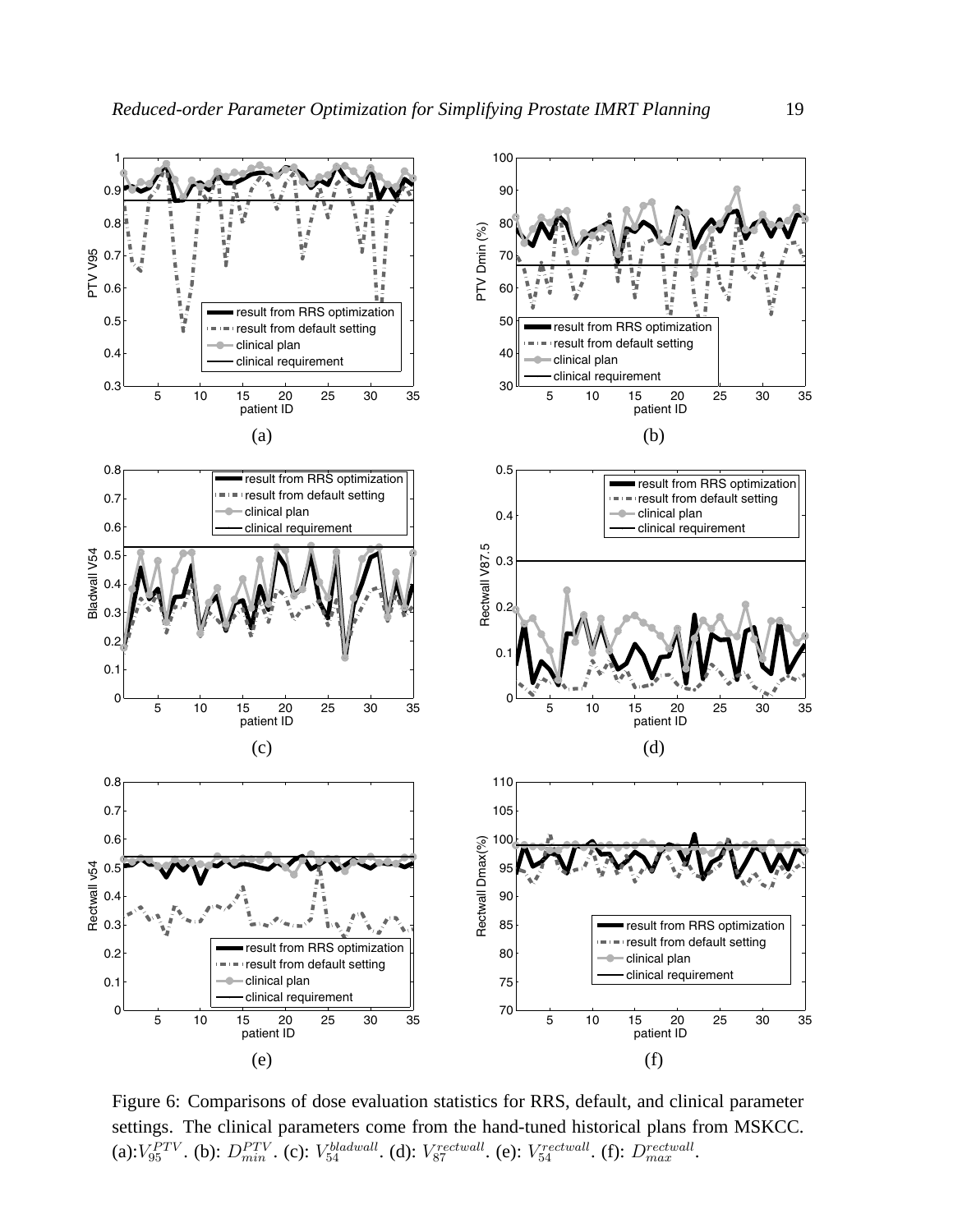Figure 6: Comparisons of dose evaluation statistics for RRS, default, and clinical parameter settings. The clinical parameters come from the hand-tuned historical plans from MSKCC. (a):$V_{95}^{PTV}$. (b): $D_{min}^{PTV}$. (c): $V_{54}^{bladwall}$. (d): $V_{87}^{rectwall}$. (e): $V_{54}^{rectwall}$. (f): $D_{max}^{rectwall}$.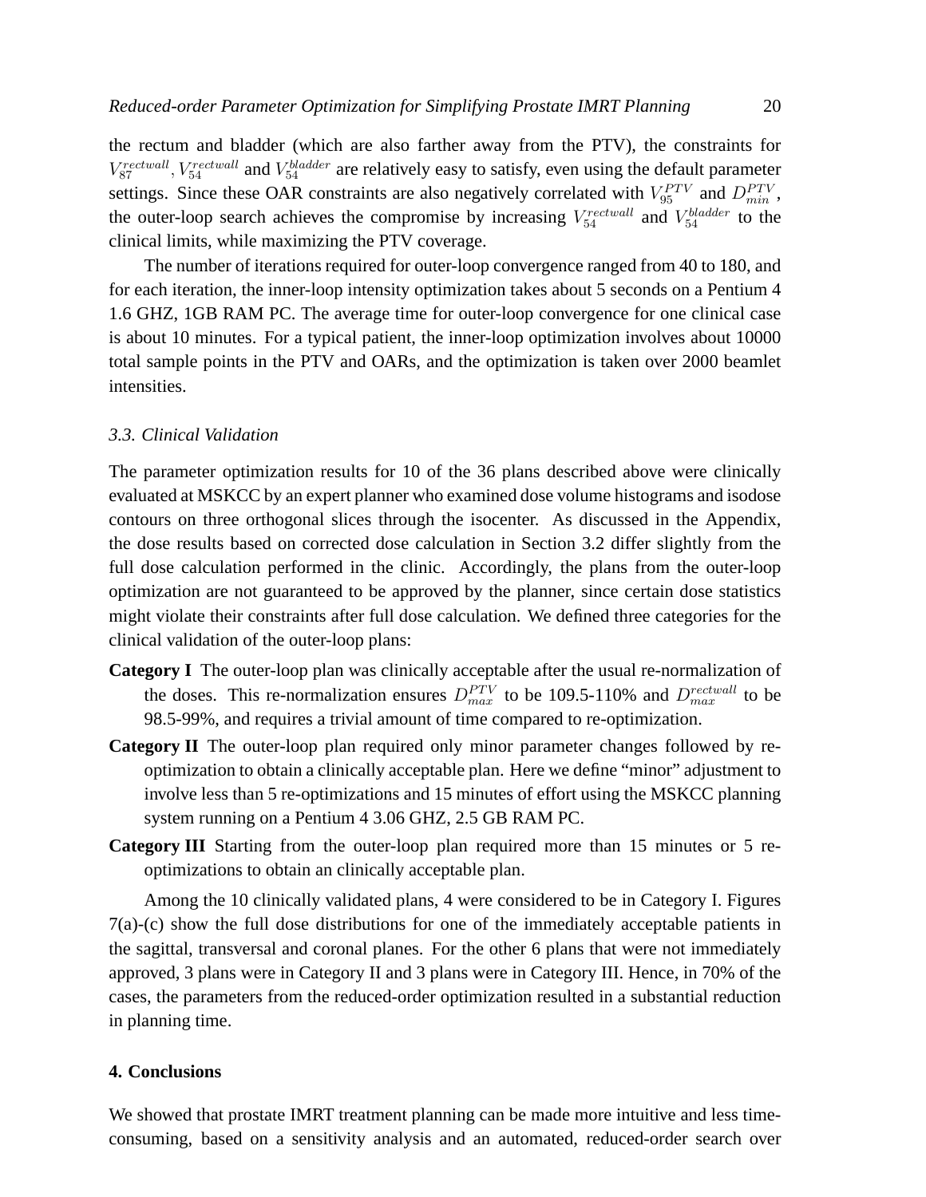the rectum and bladder (which are also farther away from the PTV), the constraints for $V_{87}^{rectwall}$, $V_{54}^{rectwall}$ and $V_{54}^{bladder}$ are relatively easy to satisfy, even using the default parameter settings. Since these OAR constraints are also negatively correlated with $V_{95}^{PTV}$ and $D_{min}^{PTV}$, the outer-loop search achieves the compromise by increasing $V_{54}^{rectwall}$ and $V_{54}^{bladder}$ to the clinical limits, while maximizing the PTV coverage.

The number of iterations required for outer-loop convergence ranged from 40 to 180, and for each iteration, the inner-loop intensity optimization takes about 5 seconds on a Pentium 4 1.6 GHZ, 1GB RAM PC. The average time for outer-loop convergence for one clinical case is about 10 minutes. For a typical patient, the inner-loop optimization involves about 10000 total sample points in the PTV and OARs, and the optimization is taken over 2000 beamlet intensities.

### *3.3. Clinical Validation*

The parameter optimization results for 10 of the 36 plans described above were clinically evaluated at MSKCC by an expert planner who examined dose volume histograms and isodose contours on three orthogonal slices through the isocenter. As discussed in the Appendix, the dose results based on corrected dose calculation in Section 3.2 differ slightly from the full dose calculation performed in the clinic. Accordingly, the plans from the outer-loop optimization are not guaranteed to be approved by the planner, since certain dose statistics might violate their constraints after full dose calculation. We defined three categories for the clinical validation of the outer-loop plans:

**Category I** The outer-loop plan was clinically acceptable after the usual re-normalization of the doses. This re-normalization ensures $D_{max}^{PTV}$ to be 109.5-110% and $D_{max}^{rectwall}$ to be 98.5-99%, and requires a trivial amount of time compared to re-optimization.

**Category II** The outer-loop plan required only minor parameter changes followed by re-optimization to obtain a clinically acceptable plan. Here we define "minor" adjustment to involve less than 5 re-optimizations and 15 minutes of effort using the MSKCC planning system running on a Pentium 4 3.06 GHZ, 2.5 GB RAM PC.

**Category III** Starting from the outer-loop plan required more than 15 minutes or 5 re-optimizations to obtain an clinically acceptable plan.

Among the 10 clinically validated plans, 4 were considered to be in Category I. Figures 7(a)-(c) show the full dose distributions for one of the immediately acceptable patients in the sagittal, transversal and coronal planes. For the other 6 plans that were not immediately approved, 3 plans were in Category II and 3 plans were in Category III. Hence, in 70% of the cases, the parameters from the reduced-order optimization resulted in a substantial reduction in planning time.

## 4. Conclusions

We showed that prostate IMRT treatment planning can be made more intuitive and less time-consuming, based on a sensitivity analysis and an automated, reduced-order search over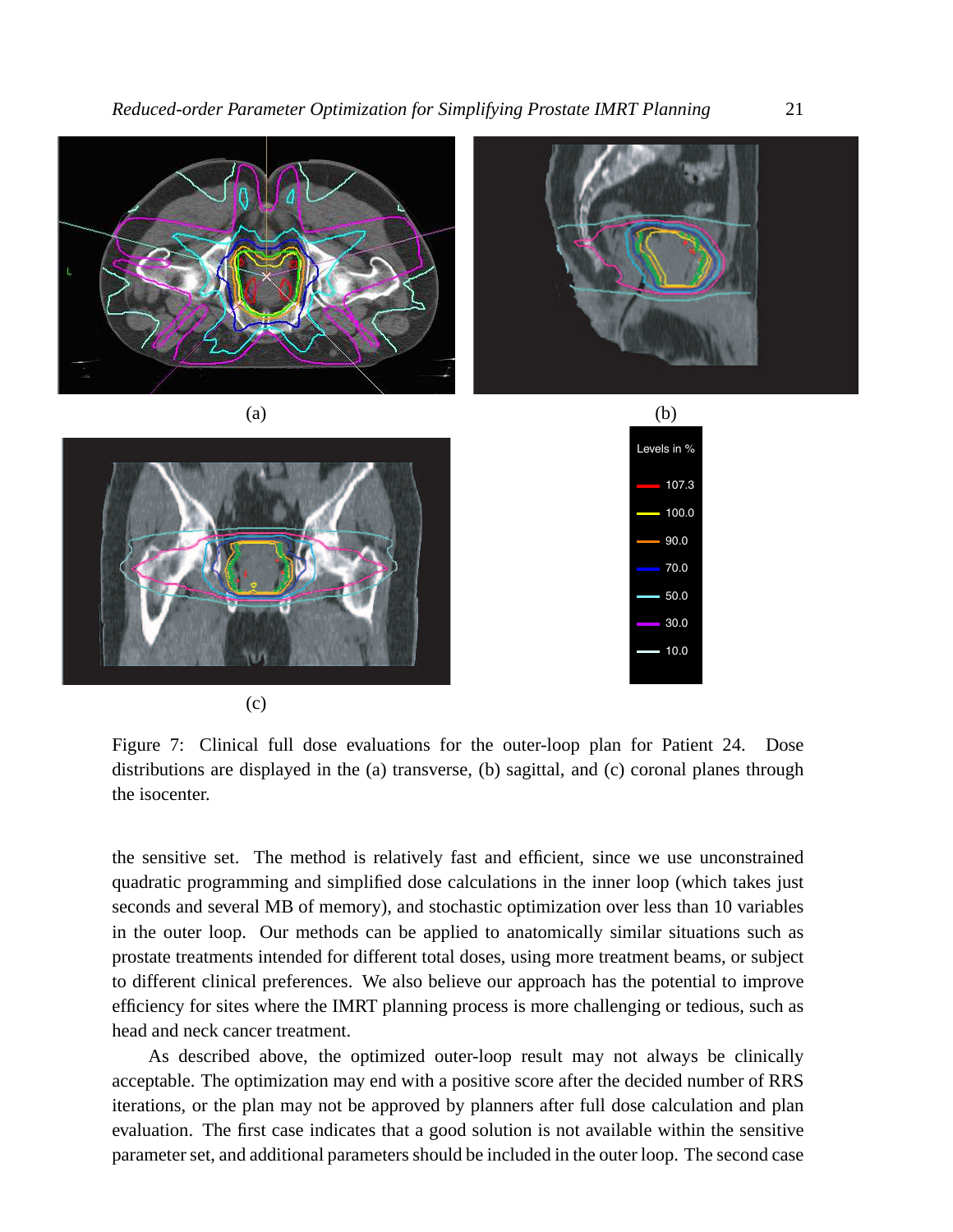(a)

(b)

(c)

Figure 7: Clinical full dose evaluations for the outer-loop plan for Patient 24. Dose distributions are displayed in the (a) transverse, (b) sagittal, and (c) coronal planes through the isocenter.

the sensitive set. The method is relatively fast and efficient, since we use unconstrained quadratic programming and simplified dose calculations in the inner loop (which takes just seconds and several MB of memory), and stochastic optimization over less than 10 variables in the outer loop. Our methods can be applied to anatomically similar situations such as prostate treatments intended for different total doses, using more treatment beams, or subject to different clinical preferences. We also believe our approach has the potential to improve efficiency for sites where the IMRT planning process is more challenging or tedious, such as head and neck cancer treatment.

As described above, the optimized outer-loop result may not always be clinically acceptable. The optimization may end with a positive score after the decided number of RRS iterations, or the plan may not be approved by planners after full dose calculation and plan evaluation. The first case indicates that a good solution is not available within the sensitive parameter set, and additional parameters should be included in the outer loop. The second case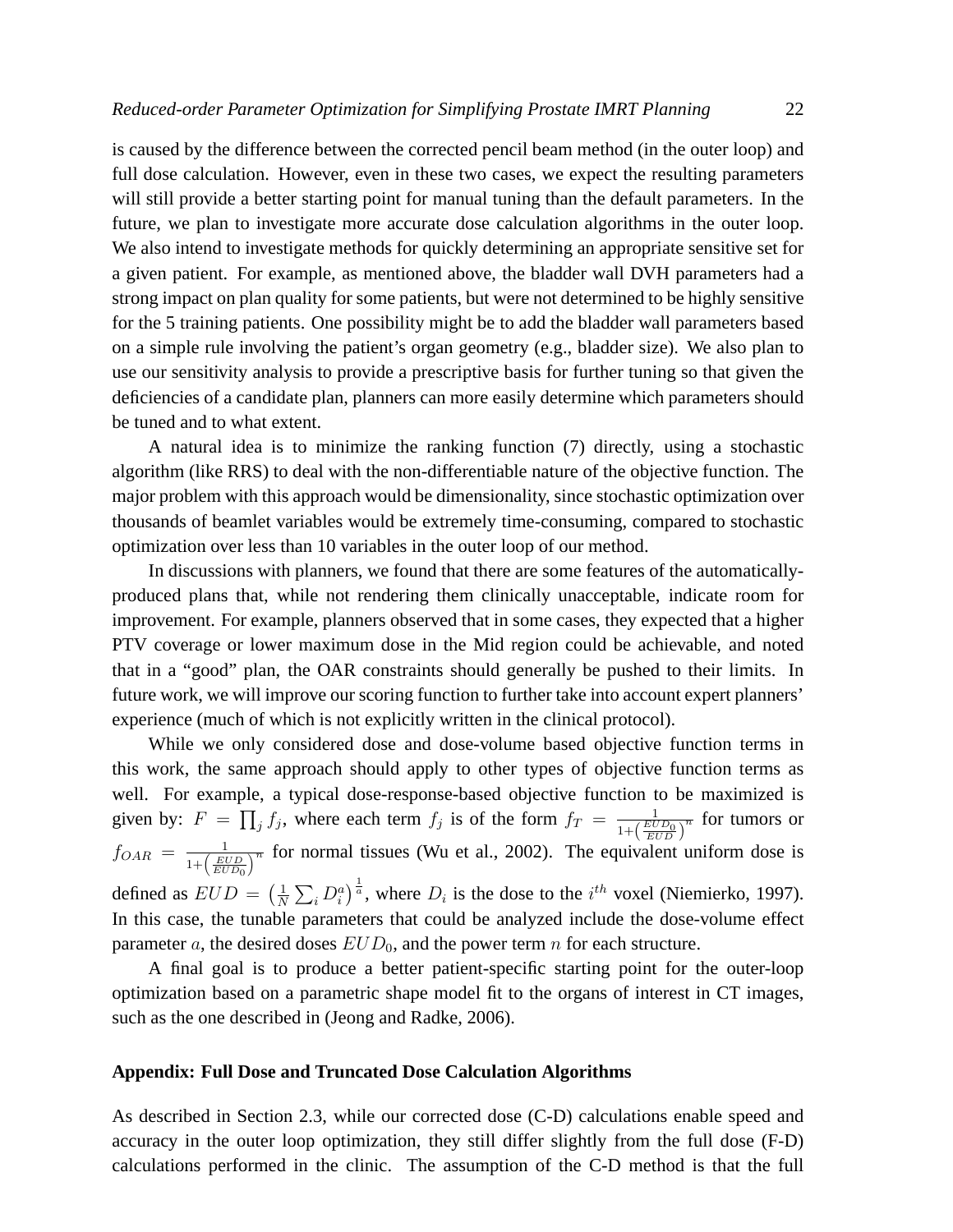is caused by the difference between the corrected pencil beam method (in the outer loop) and full dose calculation. However, even in these two cases, we expect the resulting parameters will still provide a better starting point for manual tuning than the default parameters. In the future, we plan to investigate more accurate dose calculation algorithms in the outer loop. We also intend to investigate methods for quickly determining an appropriate sensitive set for a given patient. For example, as mentioned above, the bladder wall DVH parameters had a strong impact on plan quality for some patients, but were not determined to be highly sensitive for the 5 training patients. One possibility might be to add the bladder wall parameters based on a simple rule involving the patient's organ geometry (e.g., bladder size). We also plan to use our sensitivity analysis to provide a prescriptive basis for further tuning so that given the deficiencies of a candidate plan, planners can more easily determine which parameters should be tuned and to what extent.

A natural idea is to minimize the ranking function (7) directly, using a stochastic algorithm (like RRS) to deal with the non-differentiable nature of the objective function. The major problem with this approach would be dimensionality, since stochastic optimization over thousands of beamlet variables would be extremely time-consuming, compared to stochastic optimization over less than 10 variables in the outer loop of our method.

In discussions with planners, we found that there are some features of the automatically-produced plans that, while not rendering them clinically unacceptable, indicate room for improvement. For example, planners observed that in some cases, they expected that a higher PTV coverage or lower maximum dose in the Mid region could be achievable, and noted that in a "good" plan, the OAR constraints should generally be pushed to their limits. In future work, we will improve our scoring function to further take into account expert planners' experience (much of which is not explicitly written in the clinical protocol).

While we only considered dose and dose-volume based objective function terms in this work, the same approach should apply to other types of objective function terms as well. For example, a typical dose-response-based objective function to be maximized is given by: $F = \prod_j f_j$, where each term $f_j$ is of the form $f_T = \frac{1}{1+\left(\frac{EUD_0}{EUD}\right)^n}$ for tumors or $f_{OAR} = \frac{1}{1+\left(\frac{EUD}{EUD_0}\right)^n}$ for normal tissues (Wu et al., 2002). The equivalent uniform dose is defined as $EUD = \left(\frac{1}{N}\sum_i D_i^a\right)^{\frac{1}{a}}$, where $D_i$ is the dose to the $i^{th}$ voxel (Niemierko, 1997). In this case, the tunable parameters that could be analyzed include the dose-volume effect parameter $a$, the desired doses $EUD_0$, and the power term $n$ for each structure.

A final goal is to produce a better patient-specific starting point for the outer-loop optimization based on a parametric shape model fit to the organs of interest in CT images, such as the one described in (Jeong and Radke, 2006).

**Appendix: Full Dose and Truncated Dose Calculation Algorithms**

As described in Section 2.3, while our corrected dose (C-D) calculations enable speed and accuracy in the outer loop optimization, they still differ slightly from the full dose (F-D) calculations performed in the clinic. The assumption of the C-D method is that the full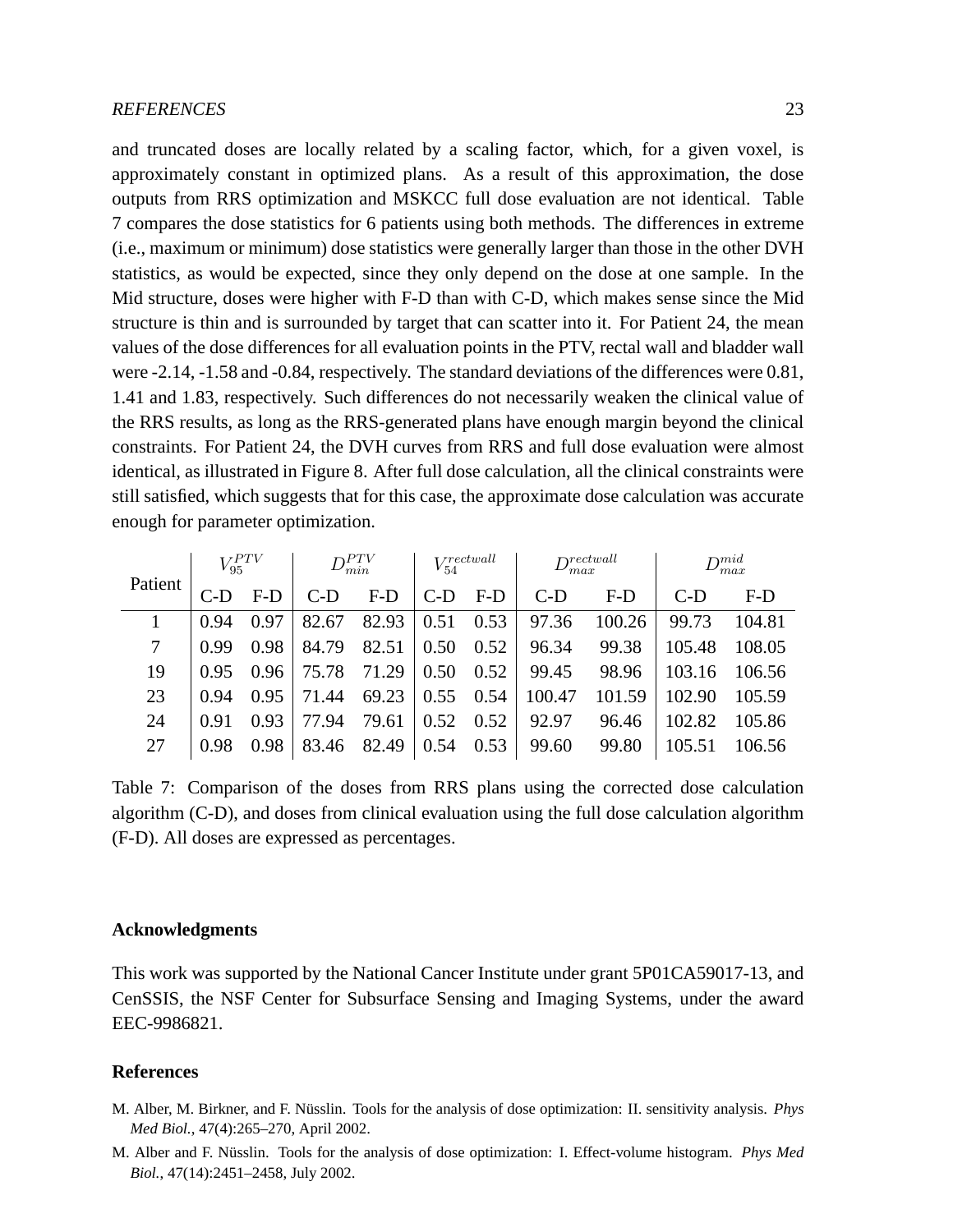and truncated doses are locally related by a scaling factor, which, for a given voxel, is approximately constant in optimized plans. As a result of this approximation, the dose outputs from RRS optimization and MSKCC full dose evaluation are not identical. Table 7 compares the dose statistics for 6 patients using both methods. The differences in extreme (i.e., maximum or minimum) dose statistics were generally larger than those in the other DVH statistics, as would be expected, since they only depend on the dose at one sample. In the Mid structure, doses were higher with F-D than with C-D, which makes sense since the Mid structure is thin and is surrounded by target that can scatter into it. For Patient 24, the mean values of the dose differences for all evaluation points in the PTV, rectal wall and bladder wall were -2.14, -1.58 and -0.84, respectively. The standard deviations of the differences were 0.81, 1.41 and 1.83, respectively. Such differences do not necessarily weaken the clinical value of the RRS results, as long as the RRS-generated plans have enough margin beyond the clinical constraints. For Patient 24, the DVH curves from RRS and full dose evaluation were almost identical, as illustrated in Figure 8. After full dose calculation, all the clinical constraints were still satisfied, which suggests that for this case, the approximate dose calculation was accurate enough for parameter optimization.

| Patient | $V_{95}^{PTV}$ | | $D_{min}^{PTV}$ | | $V_{54}^{rectwall}$ | | $D_{max}^{rectwall}$ | | $D_{max}^{mid}$ | |
|---|---|---|---|---|---|---|---|---|---|---|
| | C-D | F-D | C-D | F-D | C-D | F-D | C-D | F-D | C-D | F-D |
| 1 | 0.94 | 0.97 | 82.67 | 82.93 | 0.51 | 0.53 | 97.36 | 100.26 | 99.73 | 104.81 |
| 7 | 0.99 | 0.98 | 84.79 | 82.51 | 0.50 | 0.52 | 96.34 | 99.38 | 105.48 | 108.05 |
| 19 | 0.95 | 0.96 | 75.78 | 71.29 | 0.50 | 0.52 | 99.45 | 98.96 | 103.16 | 106.56 |
| 23 | 0.94 | 0.95 | 71.44 | 69.23 | 0.55 | 0.54 | 100.47 | 101.59 | 102.90 | 105.59 |
| 24 | 0.91 | 0.93 | 77.94 | 79.61 | 0.52 | 0.52 | 92.97 | 96.46 | 102.82 | 105.86 |
| 27 | 0.98 | 0.98 | 83.46 | 82.49 | 0.54 | 0.53 | 99.60 | 99.80 | 105.51 | 106.56 |

Table 7: Comparison of the doses from RRS plans using the corrected dose calculation algorithm (C-D), and doses from clinical evaluation using the full dose calculation algorithm (F-D). All doses are expressed as percentages.

### Acknowledgments

This work was supported by the National Cancer Institute under grant 5P01CA59017-13, and CenSSIS, the NSF Center for Subsurface Sensing and Imaging Systems, under the award EEC-9986821.

### References

M. Alber, M. Birkner, and F. Nüsslin. Tools for the analysis of dose optimization: II. sensitivity analysis. *Phys Med Biol.*, 47(4):265–270, April 2002.

M. Alber and F. Nüsslin. Tools for the analysis of dose optimization: I. Effect-volume histogram. *Phys Med Biol.*, 47(14):2451–2458, July 2002.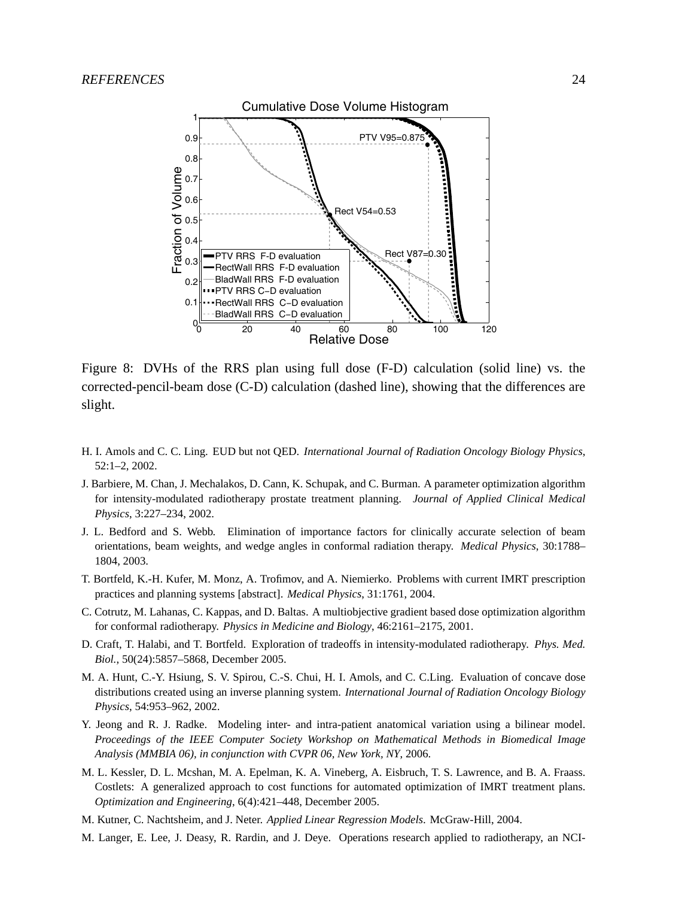Figure 8: DVHs of the RRS plan using full dose (F-D) calculation (solid line) vs. the corrected-pencil-beam dose (C-D) calculation (dashed line), showing that the differences are slight.

H. I. Amols and C. C. Ling. EUD but not QED. *International Journal of Radiation Oncology Biology Physics*, 52:1–2, 2002.

J. Barbiere, M. Chan, J. Mechalakos, D. Cann, K. Schupak, and C. Burman. A parameter optimization algorithm for intensity-modulated radiotherapy prostate treatment planning. *Journal of Applied Clinical Medical Physics*, 3:227–234, 2002.

J. L. Bedford and S. Webb. Elimination of importance factors for clinically accurate selection of beam orientations, beam weights, and wedge angles in conformal radiation therapy. *Medical Physics*, 30:1788–1804, 2003.

T. Bortfeld, K.-H. Kufer, M. Monz, A. Trofimov, and A. Niemierko. Problems with current IMRT prescription practices and planning systems [abstract]. *Medical Physics*, 31:1761, 2004.

C. Cotrutz, M. Lahanas, C. Kappas, and D. Baltas. A multiobjective gradient based dose optimization algorithm for conformal radiotherapy. *Physics in Medicine and Biology*, 46:2161–2175, 2001.

D. Craft, T. Halabi, and T. Bortfeld. Exploration of tradeoffs in intensity-modulated radiotherapy. *Phys. Med. Biol.*, 50(24):5857–5868, December 2005.

M. A. Hunt, C.-Y. Hsiung, S. V. Spirou, C.-S. Chui, H. I. Amols, and C. C.Ling. Evaluation of concave dose distributions created using an inverse planning system. *International Journal of Radiation Oncology Biology Physics*, 54:953–962, 2002.

Y. Jeong and R. J. Radke. Modeling inter- and intra-patient anatomical variation using a bilinear model. *Proceedings of the IEEE Computer Society Workshop on Mathematical Methods in Biomedical Image Analysis (MMBIA 06), in conjunction with CVPR 06, New York, NY*, 2006.

M. L. Kessler, D. L. Mcshan, M. A. Epelman, K. A. Vineberg, A. Eisbruch, T. S. Lawrence, and B. A. Fraass. Costlets: A generalized approach to cost functions for automated optimization of IMRT treatment plans. *Optimization and Engineering*, 6(4):421–448, December 2005.

M. Kutner, C. Nachtsheim, and J. Neter. *Applied Linear Regression Models*. McGraw-Hill, 2004.

M. Langer, E. Lee, J. Deasy, R. Rardin, and J. Deye. Operations research applied to radiotherapy, an NCI-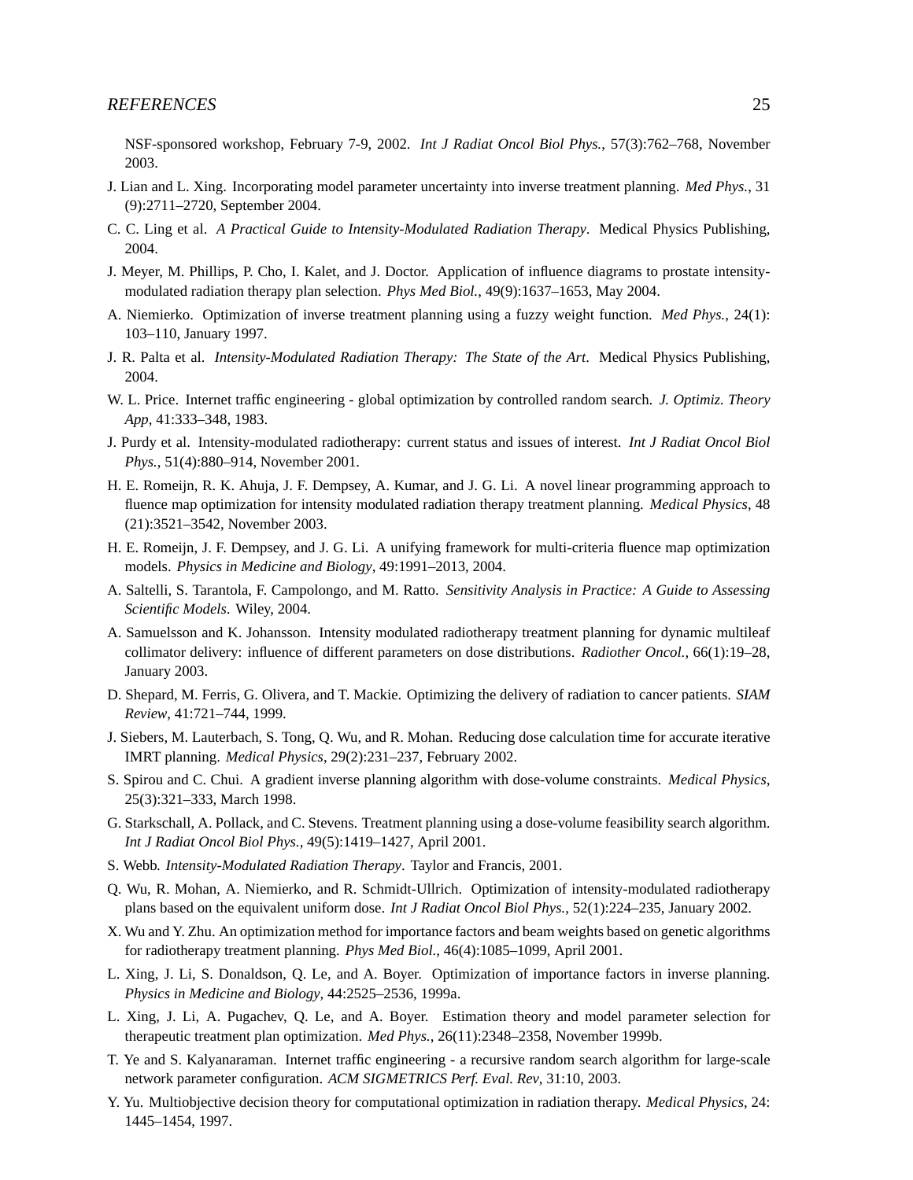NSF-sponsored workshop, February 7-9, 2002. *Int J Radiat Oncol Biol Phys.*, 57(3):762–768, November 2003.

J. Lian and L. Xing. Incorporating model parameter uncertainty into inverse treatment planning. *Med Phys.*, 31 (9):2711–2720, September 2004.

C. C. Ling et al. *A Practical Guide to Intensity-Modulated Radiation Therapy*. Medical Physics Publishing, 2004.

J. Meyer, M. Phillips, P. Cho, I. Kalet, and J. Doctor. Application of influence diagrams to prostate intensity-modulated radiation therapy plan selection. *Phys Med Biol.*, 49(9):1637–1653, May 2004.

A. Niemierko. Optimization of inverse treatment planning using a fuzzy weight function. *Med Phys.*, 24(1): 103–110, January 1997.

J. R. Palta et al. *Intensity-Modulated Radiation Therapy: The State of the Art*. Medical Physics Publishing, 2004.

W. L. Price. Internet traffic engineering - global optimization by controlled random search. *J. Optimiz. Theory App*, 41:333–348, 1983.

J. Purdy et al. Intensity-modulated radiotherapy: current status and issues of interest. *Int J Radiat Oncol Biol Phys.*, 51(4):880–914, November 2001.

H. E. Romeijn, R. K. Ahuja, J. F. Dempsey, A. Kumar, and J. G. Li. A novel linear programming approach to fluence map optimization for intensity modulated radiation therapy treatment planning. *Medical Physics*, 48 (21):3521–3542, November 2003.

H. E. Romeijn, J. F. Dempsey, and J. G. Li. A unifying framework for multi-criteria fluence map optimization models. *Physics in Medicine and Biology*, 49:1991–2013, 2004.

A. Saltelli, S. Tarantola, F. Campolongo, and M. Ratto. *Sensitivity Analysis in Practice: A Guide to Assessing Scientific Models*. Wiley, 2004.

A. Samuelsson and K. Johansson. Intensity modulated radiotherapy treatment planning for dynamic multileaf collimator delivery: influence of different parameters on dose distributions. *Radiother Oncol.*, 66(1):19–28, January 2003.

D. Shepard, M. Ferris, G. Olivera, and T. Mackie. Optimizing the delivery of radiation to cancer patients. *SIAM Review*, 41:721–744, 1999.

J. Siebers, M. Lauterbach, S. Tong, Q. Wu, and R. Mohan. Reducing dose calculation time for accurate iterative IMRT planning. *Medical Physics*, 29(2):231–237, February 2002.

S. Spirou and C. Chui. A gradient inverse planning algorithm with dose-volume constraints. *Medical Physics*, 25(3):321–333, March 1998.

G. Starkschall, A. Pollack, and C. Stevens. Treatment planning using a dose-volume feasibility search algorithm. *Int J Radiat Oncol Biol Phys.*, 49(5):1419–1427, April 2001.

S. Webb. *Intensity-Modulated Radiation Therapy*. Taylor and Francis, 2001.

Q. Wu, R. Mohan, A. Niemierko, and R. Schmidt-Ullrich. Optimization of intensity-modulated radiotherapy plans based on the equivalent uniform dose. *Int J Radiat Oncol Biol Phys.*, 52(1):224–235, January 2002.

X. Wu and Y. Zhu. An optimization method for importance factors and beam weights based on genetic algorithms for radiotherapy treatment planning. *Phys Med Biol.*, 46(4):1085–1099, April 2001.

L. Xing, J. Li, S. Donaldson, Q. Le, and A. Boyer. Optimization of importance factors in inverse planning. *Physics in Medicine and Biology*, 44:2525–2536, 1999a.

L. Xing, J. Li, A. Pugachev, Q. Le, and A. Boyer. Estimation theory and model parameter selection for therapeutic treatment plan optimization. *Med Phys.*, 26(11):2348–2358, November 1999b.

T. Ye and S. Kalyanaraman. Internet traffic engineering - a recursive random search algorithm for large-scale network parameter configuration. *ACM SIGMETRICS Perf. Eval. Rev*, 31:10, 2003.

Y. Yu. Multiobjective decision theory for computational optimization in radiation therapy. *Medical Physics*, 24: 1445–1454, 1997.